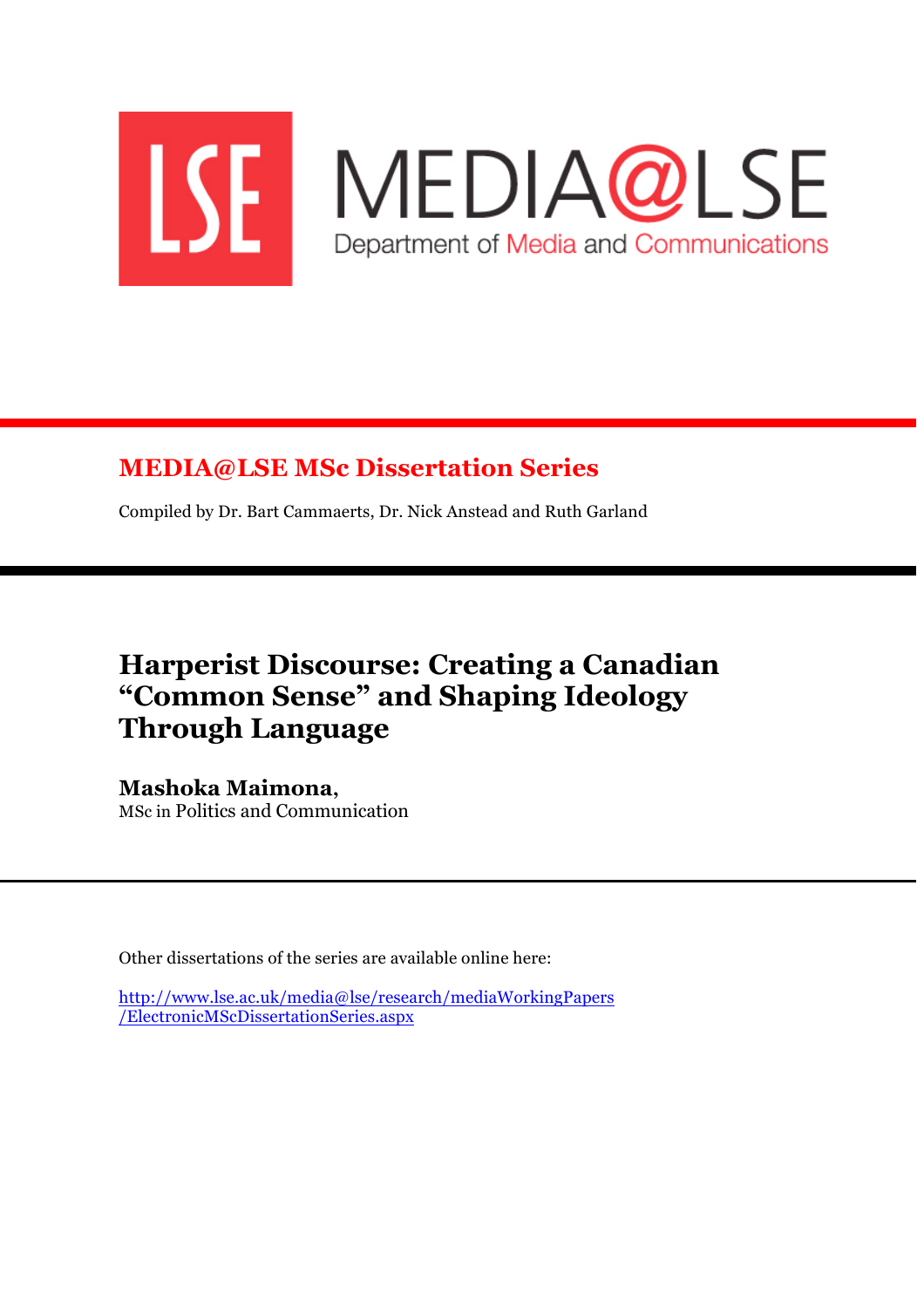LSE MEDIA@LSE

Department of Media and Communications

## MEDIA@LSE MSc Dissertation Series

Compiled by Dr. Bart Cammaerts, Dr. Nick Anstead and Ruth Garland

# Harperist Discourse: Creating a Canadian "Common Sense" and Shaping Ideology Through Language

**Mashoka Maimona,**
MSc in Politics and Communication

Other dissertations of the series are available online here:

[http://www.lse.ac.uk/media@lse/research/mediaWorkingPapers/ElectronicMScDissertationSeries.aspx](http://www.lse.ac.uk/media@lse/research/mediaWorkingPapers/ElectronicMScDissertationSeries.aspx)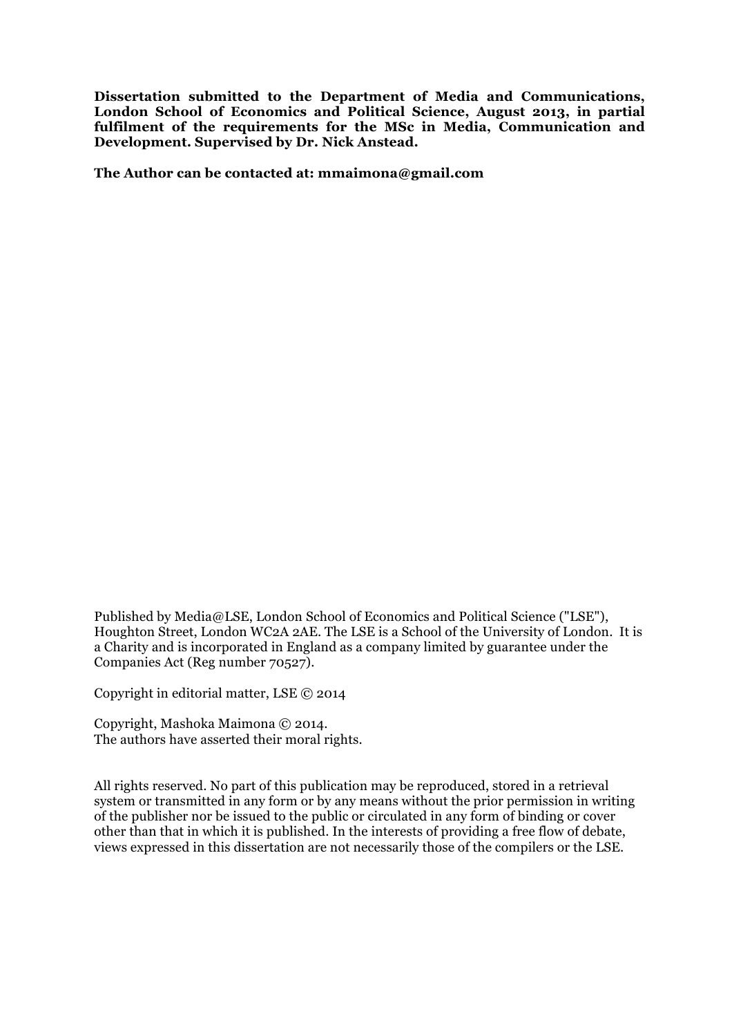**Dissertation submitted to the Department of Media and Communications, London School of Economics and Political Science, August 2013, in partial fulfilment of the requirements for the MSc in Media, Communication and Development. Supervised by Dr. Nick Anstead.**

**The Author can be contacted at: mmaimona@gmail.com**

Published by Media@LSE, London School of Economics and Political Science ("LSE"), Houghton Street, London WC2A 2AE. The LSE is a School of the University of London. It is a Charity and is incorporated in England as a company limited by guarantee under the Companies Act (Reg number 70527).

Copyright in editorial matter, LSE © 2014

Copyright, Mashoka Maimona © 2014.
The authors have asserted their moral rights.

All rights reserved. No part of this publication may be reproduced, stored in a retrieval system or transmitted in any form or by any means without the prior permission in writing of the publisher nor be issued to the public or circulated in any form of binding or cover other than that in which it is published. In the interests of providing a free flow of debate, views expressed in this dissertation are not necessarily those of the compilers or the LSE.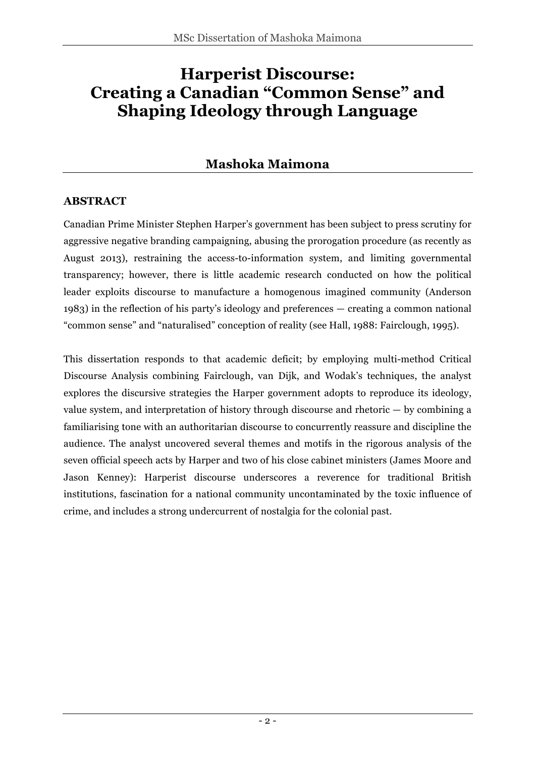# Harperist Discourse: Creating a Canadian "Common Sense" and Shaping Ideology through Language

## Mashoka Maimona

### ABSTRACT

Canadian Prime Minister Stephen Harper's government has been subject to press scrutiny for aggressive negative branding campaigning, abusing the prorogation procedure (as recently as August 2013), restraining the access-to-information system, and limiting governmental transparency; however, there is little academic research conducted on how the political leader exploits discourse to manufacture a homogenous imagined community (Anderson 1983) in the reflection of his party's ideology and preferences — creating a common national "common sense" and "naturalised" conception of reality (see Hall, 1988: Fairclough, 1995).

This dissertation responds to that academic deficit; by employing multi-method Critical Discourse Analysis combining Fairclough, van Dijk, and Wodak's techniques, the analyst explores the discursive strategies the Harper government adopts to reproduce its ideology, value system, and interpretation of history through discourse and rhetoric — by combining a familiarising tone with an authoritarian discourse to concurrently reassure and discipline the audience. The analyst uncovered several themes and motifs in the rigorous analysis of the seven official speech acts by Harper and two of his close cabinet ministers (James Moore and Jason Kenney): Harperist discourse underscores a reverence for traditional British institutions, fascination for a national community uncontaminated by the toxic influence of crime, and includes a strong undercurrent of nostalgia for the colonial past.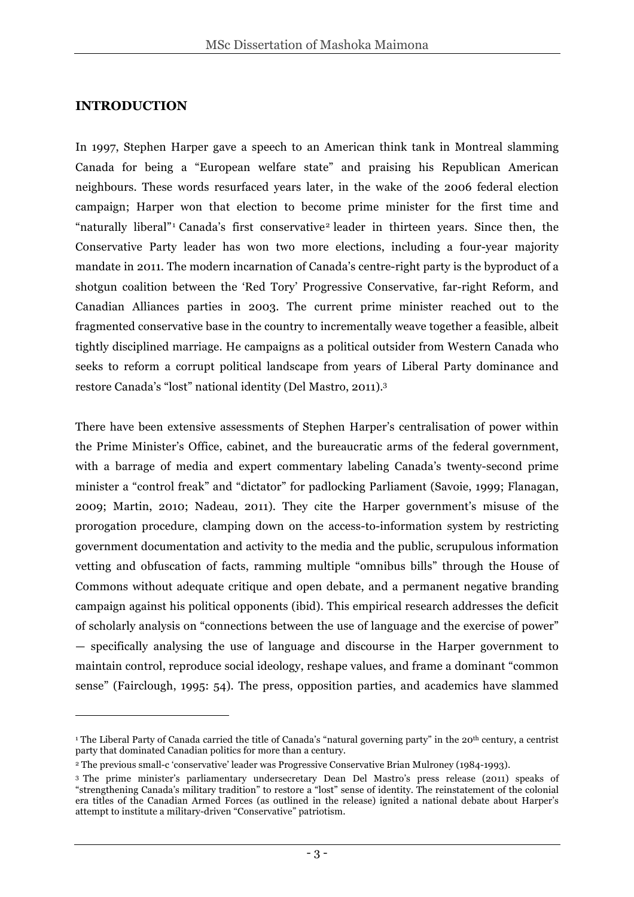## INTRODUCTION

In 1997, Stephen Harper gave a speech to an American think tank in Montreal slamming Canada for being a "European welfare state" and praising his Republican American neighbours. These words resurfaced years later, in the wake of the 2006 federal election campaign; Harper won that election to become prime minister for the first time and "naturally liberal"[1] Canada's first conservative[2] leader in thirteen years. Since then, the Conservative Party leader has won two more elections, including a four-year majority mandate in 2011. The modern incarnation of Canada's centre-right party is the byproduct of a shotgun coalition between the 'Red Tory' Progressive Conservative, far-right Reform, and Canadian Alliances parties in 2003. The current prime minister reached out to the fragmented conservative base in the country to incrementally weave together a feasible, albeit tightly disciplined marriage. He campaigns as a political outsider from Western Canada who seeks to reform a corrupt political landscape from years of Liberal Party dominance and restore Canada's "lost" national identity (Del Mastro, 2011).[3]

There have been extensive assessments of Stephen Harper's centralisation of power within the Prime Minister's Office, cabinet, and the bureaucratic arms of the federal government, with a barrage of media and expert commentary labeling Canada's twenty-second prime minister a "control freak" and "dictator" for padlocking Parliament (Savoie, 1999; Flanagan, 2009; Martin, 2010; Nadeau, 2011). They cite the Harper government's misuse of the prorogation procedure, clamping down on the access-to-information system by restricting government documentation and activity to the media and the public, scrupulous information vetting and obfuscation of facts, ramming multiple "omnibus bills" through the House of Commons without adequate critique and open debate, and a permanent negative branding campaign against his political opponents (ibid). This empirical research addresses the deficit of scholarly analysis on "connections between the use of language and the exercise of power" — specifically analysing the use of language and discourse in the Harper government to maintain control, reproduce social ideology, reshape values, and frame a dominant "common sense" (Fairclough, 1995: 54). The press, opposition parties, and academics have slammed

---

[1] The Liberal Party of Canada carried the title of Canada's "natural governing party" in the 20th century, a centrist party that dominated Canadian politics for more than a century.

[2] The previous small-c 'conservative' leader was Progressive Conservative Brian Mulroney (1984-1993).

[3] The prime minister's parliamentary undersecretary Dean Del Mastro's press release (2011) speaks of "strengthening Canada's military tradition" to restore a "lost" sense of identity. The reinstatement of the colonial era titles of the Canadian Armed Forces (as outlined in the release) ignited a national debate about Harper's attempt to institute a military-driven "Conservative" patriotism.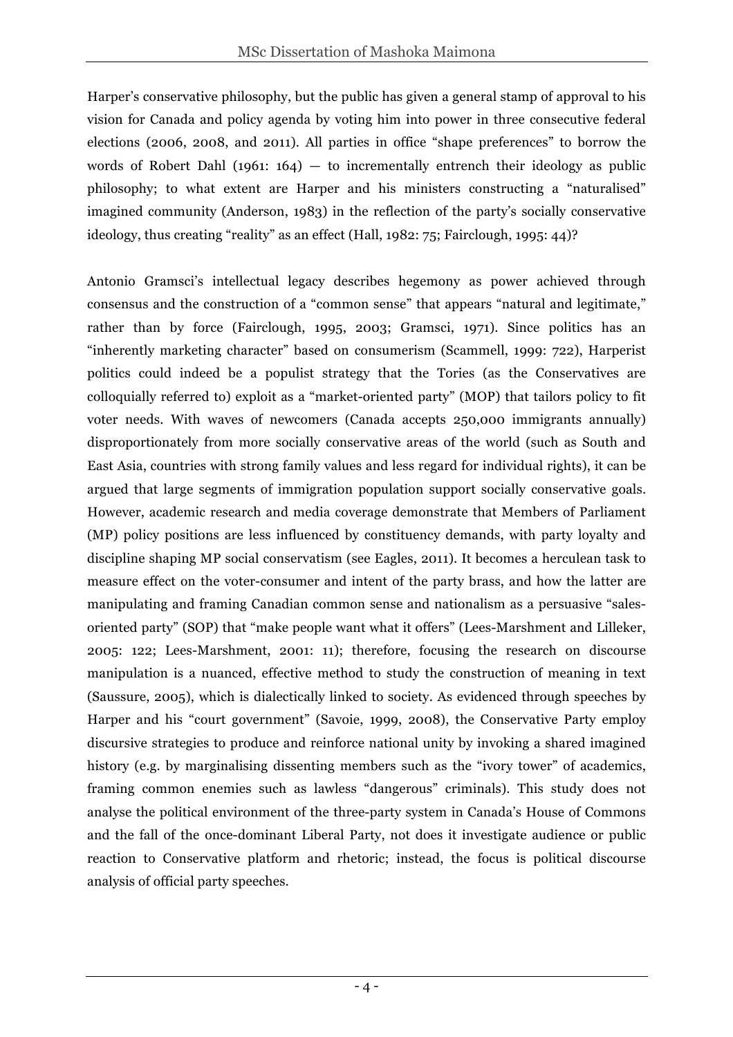Harper's conservative philosophy, but the public has given a general stamp of approval to his vision for Canada and policy agenda by voting him into power in three consecutive federal elections (2006, 2008, and 2011). All parties in office "shape preferences" to borrow the words of Robert Dahl (1961: 164) — to incrementally entrench their ideology as public philosophy; to what extent are Harper and his ministers constructing a "naturalised" imagined community (Anderson, 1983) in the reflection of the party's socially conservative ideology, thus creating "reality" as an effect (Hall, 1982: 75; Fairclough, 1995: 44)?

Antonio Gramsci's intellectual legacy describes hegemony as power achieved through consensus and the construction of a "common sense" that appears "natural and legitimate," rather than by force (Fairclough, 1995, 2003; Gramsci, 1971). Since politics has an "inherently marketing character" based on consumerism (Scammell, 1999: 722), Harperist politics could indeed be a populist strategy that the Tories (as the Conservatives are colloquially referred to) exploit as a "market-oriented party" (MOP) that tailors policy to fit voter needs. With waves of newcomers (Canada accepts 250,000 immigrants annually) disproportionately from more socially conservative areas of the world (such as South and East Asia, countries with strong family values and less regard for individual rights), it can be argued that large segments of immigration population support socially conservative goals. However, academic research and media coverage demonstrate that Members of Parliament (MP) policy positions are less influenced by constituency demands, with party loyalty and discipline shaping MP social conservatism (see Eagles, 2011). It becomes a herculean task to measure effect on the voter-consumer and intent of the party brass, and how the latter are manipulating and framing Canadian common sense and nationalism as a persuasive "sales-oriented party" (SOP) that "make people want what it offers" (Lees-Marshment and Lilleker, 2005: 122; Lees-Marshment, 2001: 11); therefore, focusing the research on discourse manipulation is a nuanced, effective method to study the construction of meaning in text (Saussure, 2005), which is dialectically linked to society. As evidenced through speeches by Harper and his "court government" (Savoie, 1999, 2008), the Conservative Party employ discursive strategies to produce and reinforce national unity by invoking a shared imagined history (e.g. by marginalising dissenting members such as the "ivory tower" of academics, framing common enemies such as lawless "dangerous" criminals). This study does not analyse the political environment of the three-party system in Canada's House of Commons and the fall of the once-dominant Liberal Party, not does it investigate audience or public reaction to Conservative platform and rhetoric; instead, the focus is political discourse analysis of official party speeches.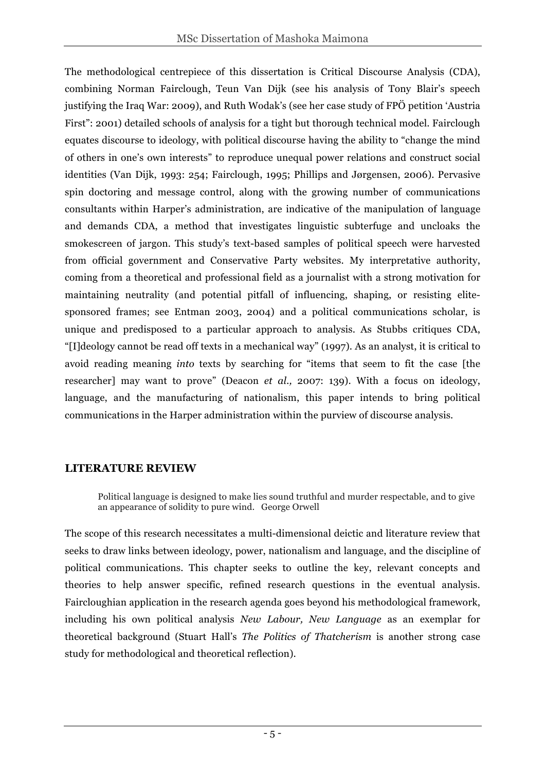The methodological centrepiece of this dissertation is Critical Discourse Analysis (CDA), combining Norman Fairclough, Teun Van Dijk (see his analysis of Tony Blair's speech justifying the Iraq War: 2009), and Ruth Wodak's (see her case study of FPÖ petition 'Austria First": 2001) detailed schools of analysis for a tight but thorough technical model. Fairclough equates discourse to ideology, with political discourse having the ability to "change the mind of others in one's own interests" to reproduce unequal power relations and construct social identities (Van Dijk, 1993: 254; Fairclough, 1995; Phillips and Jørgensen, 2006). Pervasive spin doctoring and message control, along with the growing number of communications consultants within Harper's administration, are indicative of the manipulation of language and demands CDA, a method that investigates linguistic subterfuge and uncloaks the smokescreen of jargon. This study's text-based samples of political speech were harvested from official government and Conservative Party websites. My interpretative authority, coming from a theoretical and professional field as a journalist with a strong motivation for maintaining neutrality (and potential pitfall of influencing, shaping, or resisting elite-sponsored frames; see Entman 2003, 2004) and a political communications scholar, is unique and predisposed to a particular approach to analysis. As Stubbs critiques CDA, "[I]deology cannot be read off texts in a mechanical way" (1997). As an analyst, it is critical to avoid reading meaning *into* texts by searching for "items that seem to fit the case [the researcher] may want to prove" (Deacon *et al.,* 2007: 139). With a focus on ideology, language, and the manufacturing of nationalism, this paper intends to bring political communications in the Harper administration within the purview of discourse analysis.

## LITERATURE REVIEW

> Political language is designed to make lies sound truthful and murder respectable, and to give an appearance of solidity to pure wind. George Orwell

The scope of this research necessitates a multi-dimensional deictic and literature review that seeks to draw links between ideology, power, nationalism and language, and the discipline of political communications. This chapter seeks to outline the key, relevant concepts and theories to help answer specific, refined research questions in the eventual analysis. Faircloughian application in the research agenda goes beyond his methodological framework, including his own political analysis *New Labour, New Language* as an exemplar for theoretical background (Stuart Hall's *The Politics of Thatcherism* is another strong case study for methodological and theoretical reflection).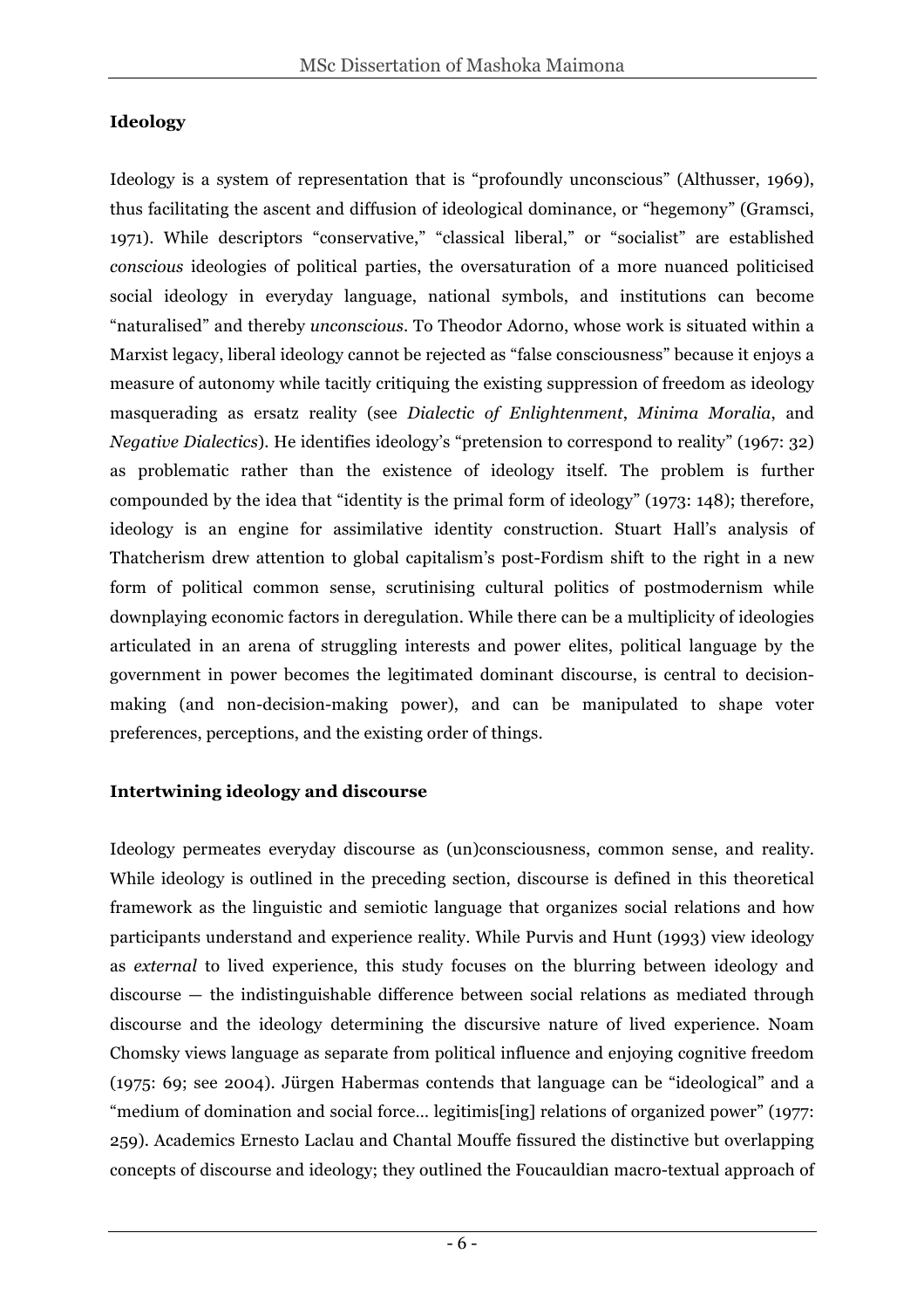### Ideology

Ideology is a system of representation that is "profoundly unconscious" (Althusser, 1969), thus facilitating the ascent and diffusion of ideological dominance, or "hegemony" (Gramsci, 1971). While descriptors "conservative," "classical liberal," or "socialist" are established *conscious* ideologies of political parties, the oversaturation of a more nuanced politicised social ideology in everyday language, national symbols, and institutions can become "naturalised" and thereby *unconscious*. To Theodor Adorno, whose work is situated within a Marxist legacy, liberal ideology cannot be rejected as "false consciousness" because it enjoys a measure of autonomy while tacitly critiquing the existing suppression of freedom as ideology masquerading as ersatz reality (see *Dialectic of Enlightenment*, *Minima Moralia*, and *Negative Dialectics*). He identifies ideology's "pretension to correspond to reality" (1967: 32) as problematic rather than the existence of ideology itself. The problem is further compounded by the idea that "identity is the primal form of ideology" (1973: 148); therefore, ideology is an engine for assimilative identity construction. Stuart Hall's analysis of Thatcherism drew attention to global capitalism's post-Fordism shift to the right in a new form of political common sense, scrutinising cultural politics of postmodernism while downplaying economic factors in deregulation. While there can be a multiplicity of ideologies articulated in an arena of struggling interests and power elites, political language by the government in power becomes the legitimated dominant discourse, is central to decision-making (and non-decision-making power), and can be manipulated to shape voter preferences, perceptions, and the existing order of things.

### Intertwining ideology and discourse

Ideology permeates everyday discourse as (un)consciousness, common sense, and reality. While ideology is outlined in the preceding section, discourse is defined in this theoretical framework as the linguistic and semiotic language that organizes social relations and how participants understand and experience reality. While Purvis and Hunt (1993) view ideology as *external* to lived experience, this study focuses on the blurring between ideology and discourse — the indistinguishable difference between social relations as mediated through discourse and the ideology determining the discursive nature of lived experience. Noam Chomsky views language as separate from political influence and enjoying cognitive freedom (1975: 69; see 2004). Jürgen Habermas contends that language can be "ideological" and a "medium of domination and social force… legitimis[ing] relations of organized power" (1977: 259). Academics Ernesto Laclau and Chantal Mouffe fissured the distinctive but overlapping concepts of discourse and ideology; they outlined the Foucauldian macro-textual approach of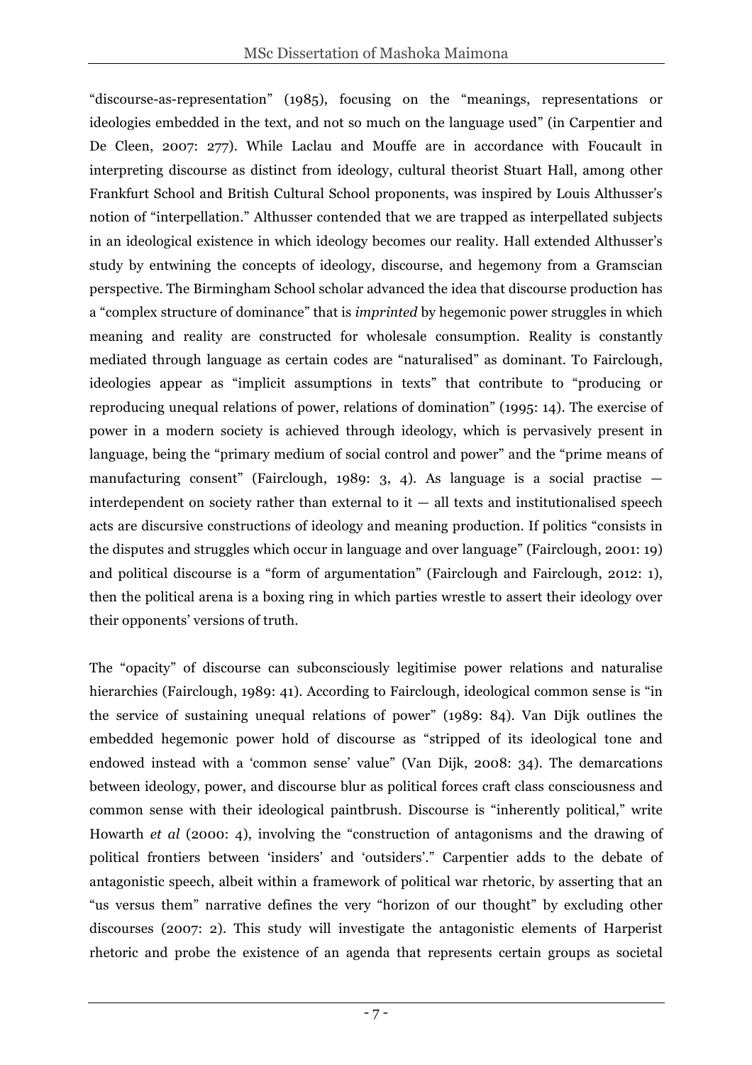"discourse-as-representation" (1985), focusing on the "meanings, representations or ideologies embedded in the text, and not so much on the language used" (in Carpentier and De Cleen, 2007: 277). While Laclau and Mouffe are in accordance with Foucault in interpreting discourse as distinct from ideology, cultural theorist Stuart Hall, among other Frankfurt School and British Cultural School proponents, was inspired by Louis Althusser's notion of "interpellation." Althusser contended that we are trapped as interpellated subjects in an ideological existence in which ideology becomes our reality. Hall extended Althusser's study by entwining the concepts of ideology, discourse, and hegemony from a Gramscian perspective. The Birmingham School scholar advanced the idea that discourse production has a "complex structure of dominance" that is *imprinted* by hegemonic power struggles in which meaning and reality are constructed for wholesale consumption. Reality is constantly mediated through language as certain codes are "naturalised" as dominant. To Fairclough, ideologies appear as "implicit assumptions in texts" that contribute to "producing or reproducing unequal relations of power, relations of domination" (1995: 14). The exercise of power in a modern society is achieved through ideology, which is pervasively present in language, being the "primary medium of social control and power" and the "prime means of manufacturing consent" (Fairclough, 1989: 3, 4). As language is a social practise — interdependent on society rather than external to it — all texts and institutionalised speech acts are discursive constructions of ideology and meaning production. If politics "consists in the disputes and struggles which occur in language and over language" (Fairclough, 2001: 19) and political discourse is a "form of argumentation" (Fairclough and Fairclough, 2012: 1), then the political arena is a boxing ring in which parties wrestle to assert their ideology over their opponents' versions of truth.

The "opacity" of discourse can subconsciously legitimise power relations and naturalise hierarchies (Fairclough, 1989: 41). According to Fairclough, ideological common sense is "in the service of sustaining unequal relations of power" (1989: 84). Van Dijk outlines the embedded hegemonic power hold of discourse as "stripped of its ideological tone and endowed instead with a 'common sense' value" (Van Dijk, 2008: 34). The demarcations between ideology, power, and discourse blur as political forces craft class consciousness and common sense with their ideological paintbrush. Discourse is "inherently political," write Howarth *et al* (2000: 4), involving the "construction of antagonisms and the drawing of political frontiers between 'insiders' and 'outsiders'." Carpentier adds to the debate of antagonistic speech, albeit within a framework of political war rhetoric, by asserting that an "us versus them" narrative defines the very "horizon of our thought" by excluding other discourses (2007: 2). This study will investigate the antagonistic elements of Harperist rhetoric and probe the existence of an agenda that represents certain groups as societal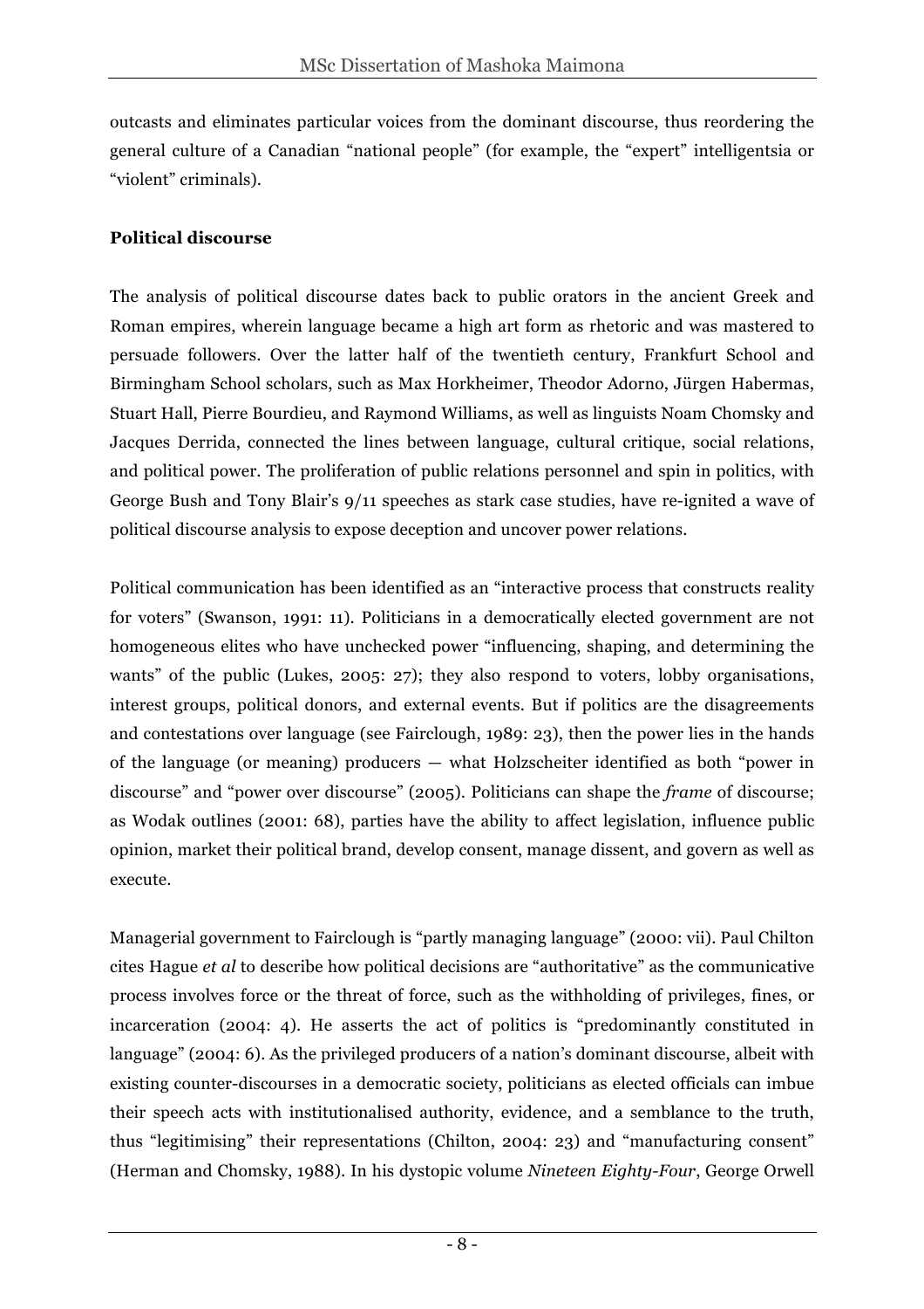outcasts and eliminates particular voices from the dominant discourse, thus reordering the general culture of a Canadian "national people" (for example, the "expert" intelligentsia or "violent" criminals).

**Political discourse**

The analysis of political discourse dates back to public orators in the ancient Greek and Roman empires, wherein language became a high art form as rhetoric and was mastered to persuade followers. Over the latter half of the twentieth century, Frankfurt School and Birmingham School scholars, such as Max Horkheimer, Theodor Adorno, Jürgen Habermas, Stuart Hall, Pierre Bourdieu, and Raymond Williams, as well as linguists Noam Chomsky and Jacques Derrida, connected the lines between language, cultural critique, social relations, and political power. The proliferation of public relations personnel and spin in politics, with George Bush and Tony Blair's 9/11 speeches as stark case studies, have re-ignited a wave of political discourse analysis to expose deception and uncover power relations.

Political communication has been identified as an "interactive process that constructs reality for voters" (Swanson, 1991: 11). Politicians in a democratically elected government are not homogeneous elites who have unchecked power "influencing, shaping, and determining the wants" of the public (Lukes, 2005: 27); they also respond to voters, lobby organisations, interest groups, political donors, and external events. But if politics are the disagreements and contestations over language (see Fairclough, 1989: 23), then the power lies in the hands of the language (or meaning) producers — what Holzscheiter identified as both "power in discourse" and "power over discourse" (2005). Politicians can shape the *frame* of discourse; as Wodak outlines (2001: 68), parties have the ability to affect legislation, influence public opinion, market their political brand, develop consent, manage dissent, and govern as well as execute.

Managerial government to Fairclough is "partly managing language" (2000: vii). Paul Chilton cites Hague *et al* to describe how political decisions are "authoritative" as the communicative process involves force or the threat of force, such as the withholding of privileges, fines, or incarceration (2004: 4). He asserts the act of politics is "predominantly constituted in language" (2004: 6). As the privileged producers of a nation's dominant discourse, albeit with existing counter-discourses in a democratic society, politicians as elected officials can imbue their speech acts with institutionalised authority, evidence, and a semblance to the truth, thus "legitimising" their representations (Chilton, 2004: 23) and "manufacturing consent" (Herman and Chomsky, 1988). In his dystopic volume *Nineteen Eighty-Four*, George Orwell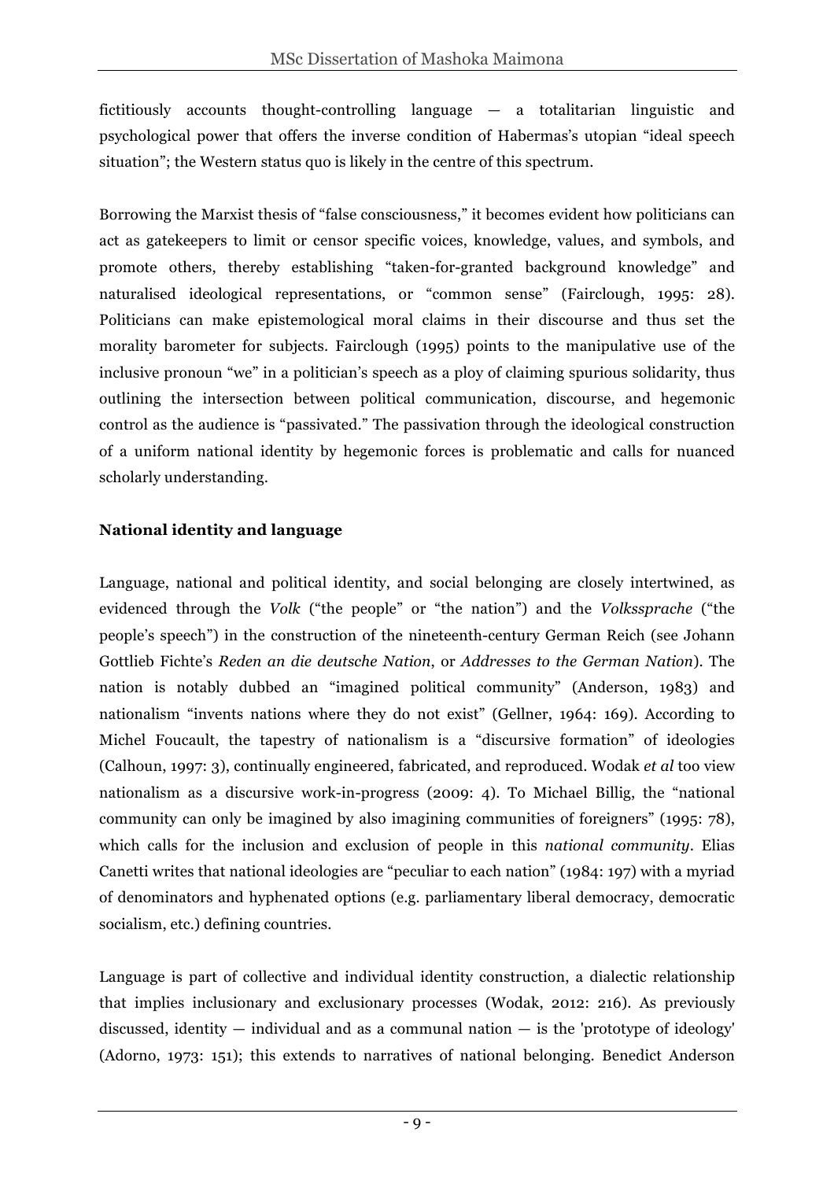fictitiously accounts thought-controlling language — a totalitarian linguistic and psychological power that offers the inverse condition of Habermas's utopian "ideal speech situation"; the Western status quo is likely in the centre of this spectrum.

Borrowing the Marxist thesis of "false consciousness," it becomes evident how politicians can act as gatekeepers to limit or censor specific voices, knowledge, values, and symbols, and promote others, thereby establishing "taken-for-granted background knowledge" and naturalised ideological representations, or "common sense" (Fairclough, 1995: 28). Politicians can make epistemological moral claims in their discourse and thus set the morality barometer for subjects. Fairclough (1995) points to the manipulative use of the inclusive pronoun "we" in a politician's speech as a ploy of claiming spurious solidarity, thus outlining the intersection between political communication, discourse, and hegemonic control as the audience is "passivated." The passivation through the ideological construction of a uniform national identity by hegemonic forces is problematic and calls for nuanced scholarly understanding.

**National identity and language**

Language, national and political identity, and social belonging are closely intertwined, as evidenced through the *Volk* ("the people" or "the nation") and the *Volkssprache* ("the people's speech") in the construction of the nineteenth-century German Reich (see Johann Gottlieb Fichte's *Reden an die deutsche Nation*, or *Addresses to the German Nation*). The nation is notably dubbed an "imagined political community" (Anderson, 1983) and nationalism "invents nations where they do not exist" (Gellner, 1964: 169). According to Michel Foucault, the tapestry of nationalism is a "discursive formation" of ideologies (Calhoun, 1997: 3), continually engineered, fabricated, and reproduced. Wodak *et al* too view nationalism as a discursive work-in-progress (2009: 4). To Michael Billig, the "national community can only be imagined by also imagining communities of foreigners" (1995: 78), which calls for the inclusion and exclusion of people in this *national community*. Elias Canetti writes that national ideologies are "peculiar to each nation" (1984: 197) with a myriad of denominators and hyphenated options (e.g. parliamentary liberal democracy, democratic socialism, etc.) defining countries.

Language is part of collective and individual identity construction, a dialectic relationship that implies inclusionary and exclusionary processes (Wodak, 2012: 216). As previously discussed, identity — individual and as a communal nation — is the 'prototype of ideology' (Adorno, 1973: 151); this extends to narratives of national belonging. Benedict Anderson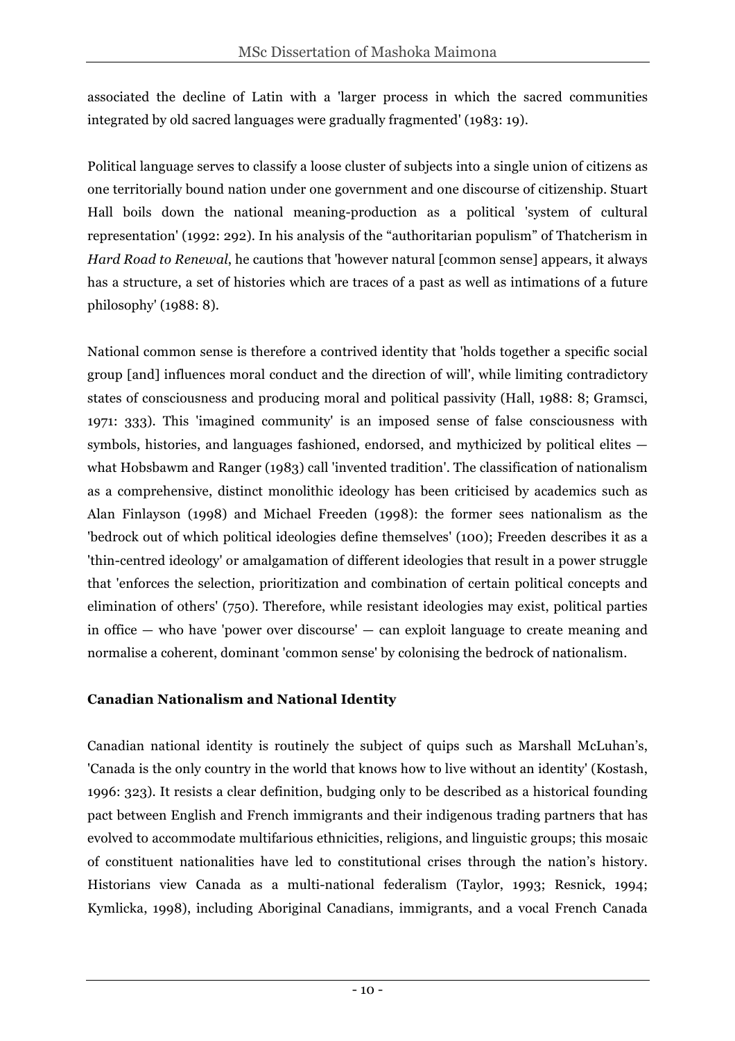associated the decline of Latin with a 'larger process in which the sacred communities integrated by old sacred languages were gradually fragmented' (1983: 19).

Political language serves to classify a loose cluster of subjects into a single union of citizens as one territorially bound nation under one government and one discourse of citizenship. Stuart Hall boils down the national meaning-production as a political 'system of cultural representation' (1992: 292). In his analysis of the "authoritarian populism" of Thatcherism in *Hard Road to Renewal*, he cautions that 'however natural [common sense] appears, it always has a structure, a set of histories which are traces of a past as well as intimations of a future philosophy' (1988: 8).

National common sense is therefore a contrived identity that 'holds together a specific social group [and] influences moral conduct and the direction of will', while limiting contradictory states of consciousness and producing moral and political passivity (Hall, 1988: 8; Gramsci, 1971: 333). This 'imagined community' is an imposed sense of false consciousness with symbols, histories, and languages fashioned, endorsed, and mythicized by political elites — what Hobsbawm and Ranger (1983) call 'invented tradition'. The classification of nationalism as a comprehensive, distinct monolithic ideology has been criticised by academics such as Alan Finlayson (1998) and Michael Freeden (1998): the former sees nationalism as the 'bedrock out of which political ideologies define themselves' (100); Freeden describes it as a 'thin-centred ideology' or amalgamation of different ideologies that result in a power struggle that 'enforces the selection, prioritization and combination of certain political concepts and elimination of others' (750). Therefore, while resistant ideologies may exist, political parties in office — who have 'power over discourse' — can exploit language to create meaning and normalise a coherent, dominant 'common sense' by colonising the bedrock of nationalism.

## Canadian Nationalism and National Identity

Canadian national identity is routinely the subject of quips such as Marshall McLuhan's, 'Canada is the only country in the world that knows how to live without an identity' (Kostash, 1996: 323). It resists a clear definition, budging only to be described as a historical founding pact between English and French immigrants and their indigenous trading partners that has evolved to accommodate multifarious ethnicities, religions, and linguistic groups; this mosaic of constituent nationalities have led to constitutional crises through the nation's history. Historians view Canada as a multi-national federalism (Taylor, 1993; Resnick, 1994; Kymlicka, 1998), including Aboriginal Canadians, immigrants, and a vocal French Canada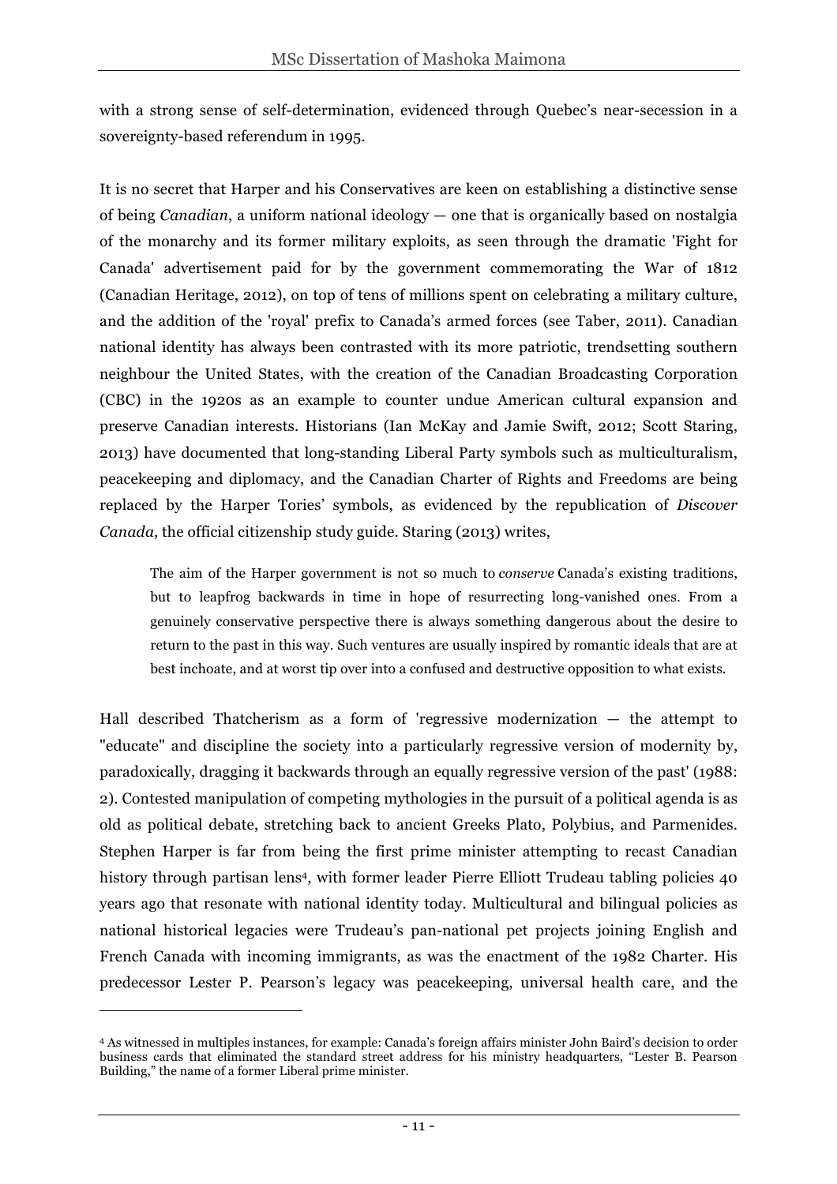with a strong sense of self-determination, evidenced through Quebec's near-secession in a sovereignty-based referendum in 1995.

It is no secret that Harper and his Conservatives are keen on establishing a distinctive sense of being *Canadian*, a uniform national ideology — one that is organically based on nostalgia of the monarchy and its former military exploits, as seen through the dramatic 'Fight for Canada' advertisement paid for by the government commemorating the War of 1812 (Canadian Heritage, 2012), on top of tens of millions spent on celebrating a military culture, and the addition of the 'royal' prefix to Canada's armed forces (see Taber, 2011). Canadian national identity has always been contrasted with its more patriotic, trendsetting southern neighbour the United States, with the creation of the Canadian Broadcasting Corporation (CBC) in the 1920s as an example to counter undue American cultural expansion and preserve Canadian interests. Historians (Ian McKay and Jamie Swift, 2012; Scott Staring, 2013) have documented that long-standing Liberal Party symbols such as multiculturalism, peacekeeping and diplomacy, and the Canadian Charter of Rights and Freedoms are being replaced by the Harper Tories' symbols, as evidenced by the republication of *Discover Canada*, the official citizenship study guide. Staring (2013) writes,

> The aim of the Harper government is not so much to *conserve* Canada's existing traditions, but to leapfrog backwards in time in hope of resurrecting long-vanished ones. From a genuinely conservative perspective there is always something dangerous about the desire to return to the past in this way. Such ventures are usually inspired by romantic ideals that are at best inchoate, and at worst tip over into a confused and destructive opposition to what exists.

Hall described Thatcherism as a form of 'regressive modernization — the attempt to "educate" and discipline the society into a particularly regressive version of modernity by, paradoxically, dragging it backwards through an equally regressive version of the past' (1988: 2). Contested manipulation of competing mythologies in the pursuit of a political agenda is as old as political debate, stretching back to ancient Greeks Plato, Polybius, and Parmenides. Stephen Harper is far from being the first prime minister attempting to recast Canadian history through partisan lens[4], with former leader Pierre Elliott Trudeau tabling policies 40 years ago that resonate with national identity today. Multicultural and bilingual policies as national historical legacies were Trudeau's pan-national pet projects joining English and French Canada with incoming immigrants, as was the enactment of the 1982 Charter. His predecessor Lester P. Pearson's legacy was peacekeeping, universal health care, and the

[4] As witnessed in multiples instances, for example: Canada's foreign affairs minister John Baird's decision to order business cards that eliminated the standard street address for his ministry headquarters, "Lester B. Pearson Building," the name of a former Liberal prime minister.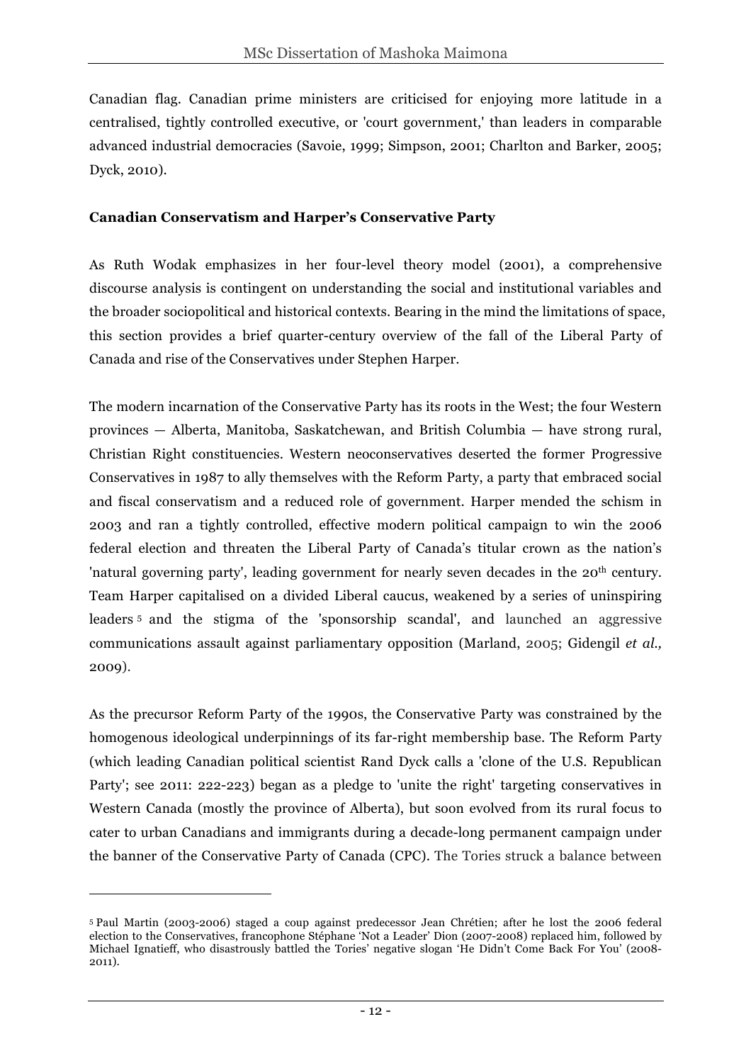Canadian flag. Canadian prime ministers are criticised for enjoying more latitude in a centralised, tightly controlled executive, or 'court government,' than leaders in comparable advanced industrial democracies (Savoie, 1999; Simpson, 2001; Charlton and Barker, 2005; Dyck, 2010).

**Canadian Conservatism and Harper's Conservative Party**

As Ruth Wodak emphasizes in her four-level theory model (2001), a comprehensive discourse analysis is contingent on understanding the social and institutional variables and the broader sociopolitical and historical contexts. Bearing in the mind the limitations of space, this section provides a brief quarter-century overview of the fall of the Liberal Party of Canada and rise of the Conservatives under Stephen Harper.

The modern incarnation of the Conservative Party has its roots in the West; the four Western provinces — Alberta, Manitoba, Saskatchewan, and British Columbia — have strong rural, Christian Right constituencies. Western neoconservatives deserted the former Progressive Conservatives in 1987 to ally themselves with the Reform Party, a party that embraced social and fiscal conservatism and a reduced role of government. Harper mended the schism in 2003 and ran a tightly controlled, effective modern political campaign to win the 2006 federal election and threaten the Liberal Party of Canada's titular crown as the nation's 'natural governing party', leading government for nearly seven decades in the 20th century. Team Harper capitalised on a divided Liberal caucus, weakened by a series of uninspiring leaders [5] and the stigma of the 'sponsorship scandal', and launched an aggressive communications assault against parliamentary opposition (Marland, 2005; Gidengil *et al.,* 2009).

As the precursor Reform Party of the 1990s, the Conservative Party was constrained by the homogenous ideological underpinnings of its far-right membership base. The Reform Party (which leading Canadian political scientist Rand Dyck calls a 'clone of the U.S. Republican Party'; see 2011: 222-223) began as a pledge to 'unite the right' targeting conservatives in Western Canada (mostly the province of Alberta), but soon evolved from its rural focus to cater to urban Canadians and immigrants during a decade-long permanent campaign under the banner of the Conservative Party of Canada (CPC). The Tories struck a balance between

[5] Paul Martin (2003-2006) staged a coup against predecessor Jean Chrétien; after he lost the 2006 federal election to the Conservatives, francophone Stéphane 'Not a Leader' Dion (2007-2008) replaced him, followed by Michael Ignatieff, who disastrously battled the Tories' negative slogan 'He Didn't Come Back For You' (2008-2011).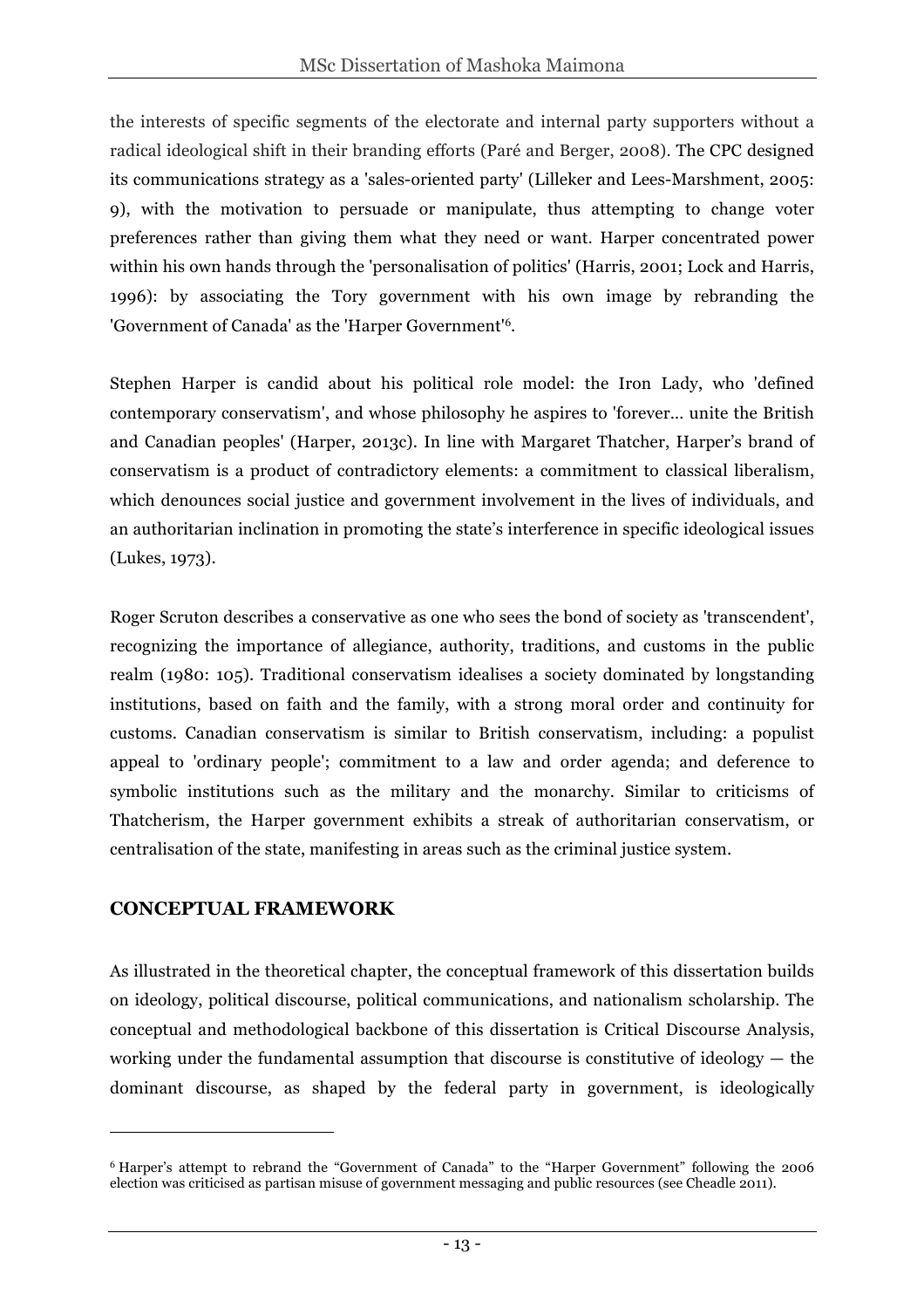the interests of specific segments of the electorate and internal party supporters without a radical ideological shift in their branding efforts (Paré and Berger, 2008). The CPC designed its communications strategy as a 'sales-oriented party' (Lilleker and Lees-Marshment, 2005: 9), with the motivation to persuade or manipulate, thus attempting to change voter preferences rather than giving them what they need or want. Harper concentrated power within his own hands through the 'personalisation of politics' (Harris, 2001; Lock and Harris, 1996): by associating the Tory government with his own image by rebranding the 'Government of Canada' as the 'Harper Government'[6].

Stephen Harper is candid about his political role model: the Iron Lady, who 'defined contemporary conservatism', and whose philosophy he aspires to 'forever... unite the British and Canadian peoples' (Harper, 2013c). In line with Margaret Thatcher, Harper's brand of conservatism is a product of contradictory elements: a commitment to classical liberalism, which denounces social justice and government involvement in the lives of individuals, and an authoritarian inclination in promoting the state's interference in specific ideological issues (Lukes, 1973).

Roger Scruton describes a conservative as one who sees the bond of society as 'transcendent', recognizing the importance of allegiance, authority, traditions, and customs in the public realm (1980: 105). Traditional conservatism idealises a society dominated by longstanding institutions, based on faith and the family, with a strong moral order and continuity for customs. Canadian conservatism is similar to British conservatism, including: a populist appeal to 'ordinary people'; commitment to a law and order agenda; and deference to symbolic institutions such as the military and the monarchy. Similar to criticisms of Thatcherism, the Harper government exhibits a streak of authoritarian conservatism, or centralisation of the state, manifesting in areas such as the criminal justice system.

## CONCEPTUAL FRAMEWORK

As illustrated in the theoretical chapter, the conceptual framework of this dissertation builds on ideology, political discourse, political communications, and nationalism scholarship. The conceptual and methodological backbone of this dissertation is Critical Discourse Analysis, working under the fundamental assumption that discourse is constitutive of ideology — the dominant discourse, as shaped by the federal party in government, is ideologically

[6] Harper's attempt to rebrand the "Government of Canada" to the "Harper Government" following the 2006 election was criticised as partisan misuse of government messaging and public resources (see Cheadle 2011).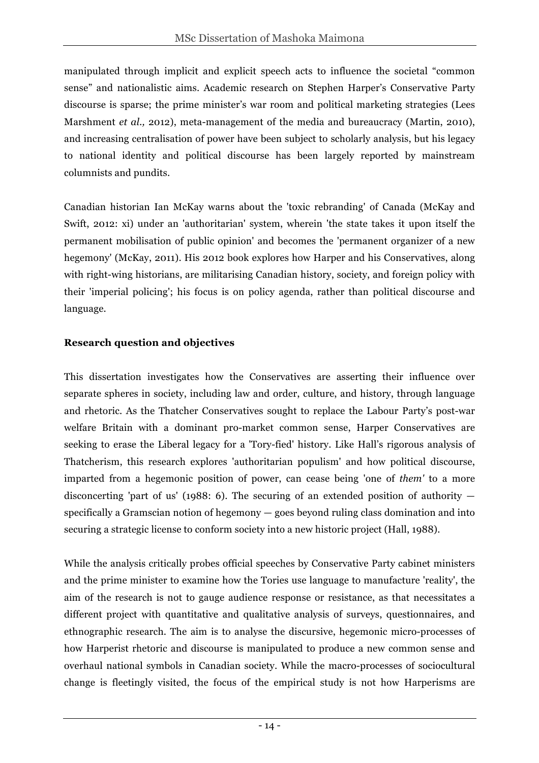manipulated through implicit and explicit speech acts to influence the societal “common sense” and nationalistic aims. Academic research on Stephen Harper’s Conservative Party discourse is sparse; the prime minister’s war room and political marketing strategies (Lees Marshment *et al.,* 2012), meta-management of the media and bureaucracy (Martin, 2010), and increasing centralisation of power have been subject to scholarly analysis, but his legacy to national identity and political discourse has been largely reported by mainstream columnists and pundits.

Canadian historian Ian McKay warns about the 'toxic rebranding' of Canada (McKay and Swift, 2012: xi) under an 'authoritarian' system, wherein 'the state takes it upon itself the permanent mobilisation of public opinion' and becomes the 'permanent organizer of a new hegemony' (McKay, 2011). His 2012 book explores how Harper and his Conservatives, along with right-wing historians, are militarising Canadian history, society, and foreign policy with their 'imperial policing'; his focus is on policy agenda, rather than political discourse and language.

**Research question and objectives**

This dissertation investigates how the Conservatives are asserting their influence over separate spheres in society, including law and order, culture, and history, through language and rhetoric. As the Thatcher Conservatives sought to replace the Labour Party’s post-war welfare Britain with a dominant pro-market common sense, Harper Conservatives are seeking to erase the Liberal legacy for a 'Tory-fied' history. Like Hall’s rigorous analysis of Thatcherism, this research explores 'authoritarian populism' and how political discourse, imparted from a hegemonic position of power, can cease being 'one of *them'* to a more disconcerting 'part of us' (1988: 6). The securing of an extended position of authority — specifically a Gramscian notion of hegemony — goes beyond ruling class domination and into securing a strategic license to conform society into a new historic project (Hall, 1988).

While the analysis critically probes official speeches by Conservative Party cabinet ministers and the prime minister to examine how the Tories use language to manufacture 'reality', the aim of the research is not to gauge audience response or resistance, as that necessitates a different project with quantitative and qualitative analysis of surveys, questionnaires, and ethnographic research. The aim is to analyse the discursive, hegemonic micro-processes of how Harperist rhetoric and discourse is manipulated to produce a new common sense and overhaul national symbols in Canadian society. While the macro-processes of sociocultural change is fleetingly visited, the focus of the empirical study is not how Harperisms are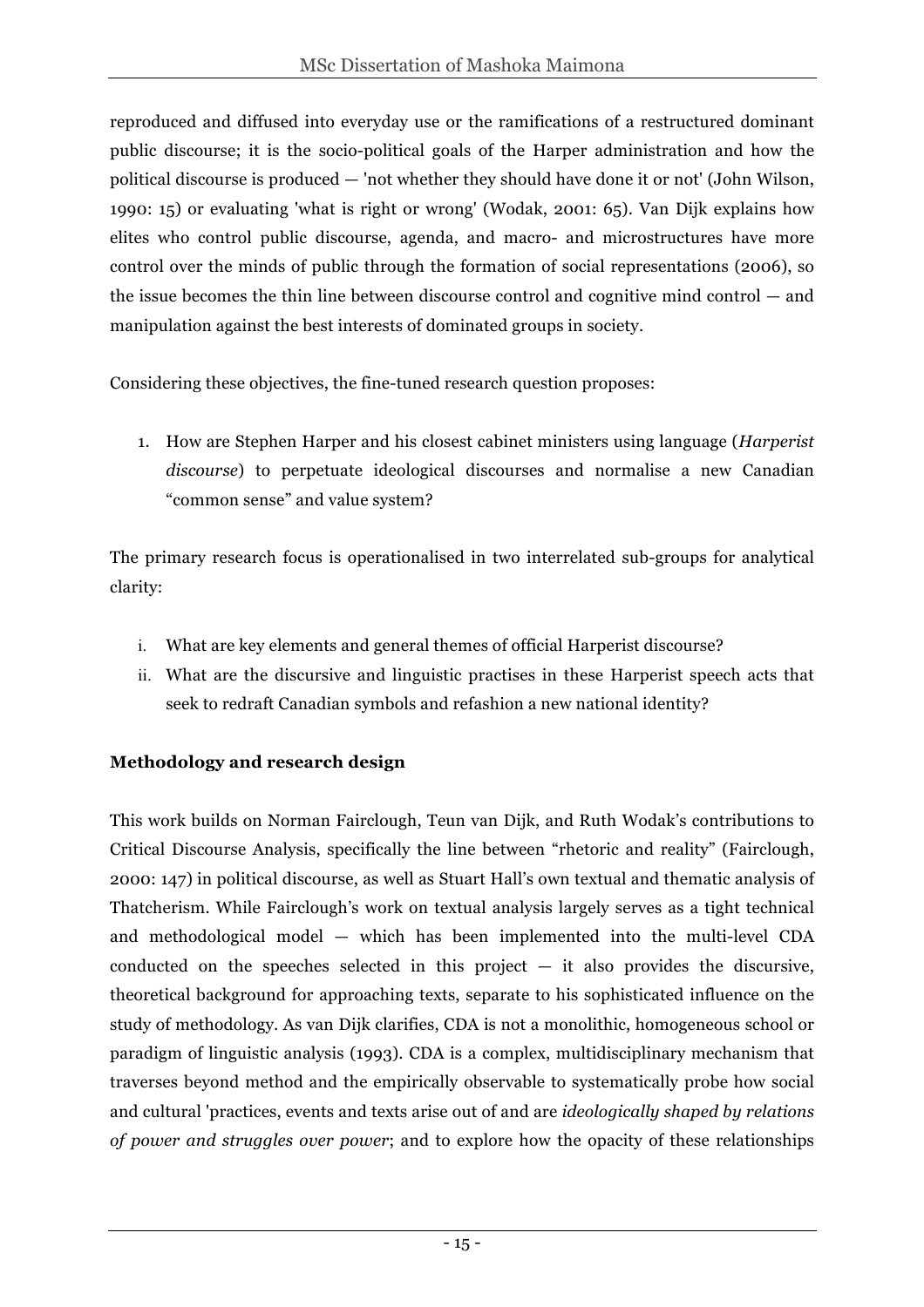reproduced and diffused into everyday use or the ramifications of a restructured dominant public discourse; it is the socio-political goals of the Harper administration and how the political discourse is produced — 'not whether they should have done it or not' (John Wilson, 1990: 15) or evaluating 'what is right or wrong' (Wodak, 2001: 65). Van Dijk explains how elites who control public discourse, agenda, and macro- and microstructures have more control over the minds of public through the formation of social representations (2006), so the issue becomes the thin line between discourse control and cognitive mind control — and manipulation against the best interests of dominated groups in society.

Considering these objectives, the fine-tuned research question proposes:

1. How are Stephen Harper and his closest cabinet ministers using language (*Harperist discourse*) to perpetuate ideological discourses and normalise a new Canadian "common sense" and value system?

The primary research focus is operationalised in two interrelated sub-groups for analytical clarity:

i. What are key elements and general themes of official Harperist discourse?
ii. What are the discursive and linguistic practises in these Harperist speech acts that seek to redraft Canadian symbols and refashion a new national identity?

**Methodology and research design**

This work builds on Norman Fairclough, Teun van Dijk, and Ruth Wodak's contributions to Critical Discourse Analysis, specifically the line between "rhetoric and reality" (Fairclough, 2000: 147) in political discourse, as well as Stuart Hall's own textual and thematic analysis of Thatcherism. While Fairclough's work on textual analysis largely serves as a tight technical and methodological model — which has been implemented into the multi-level CDA conducted on the speeches selected in this project — it also provides the discursive, theoretical background for approaching texts, separate to his sophisticated influence on the study of methodology. As van Dijk clarifies, CDA is not a monolithic, homogeneous school or paradigm of linguistic analysis (1993). CDA is a complex, multidisciplinary mechanism that traverses beyond method and the empirically observable to systematically probe how social and cultural 'practices, events and texts arise out of and are *ideologically shaped by relations of power and struggles over power*; and to explore how the opacity of these relationships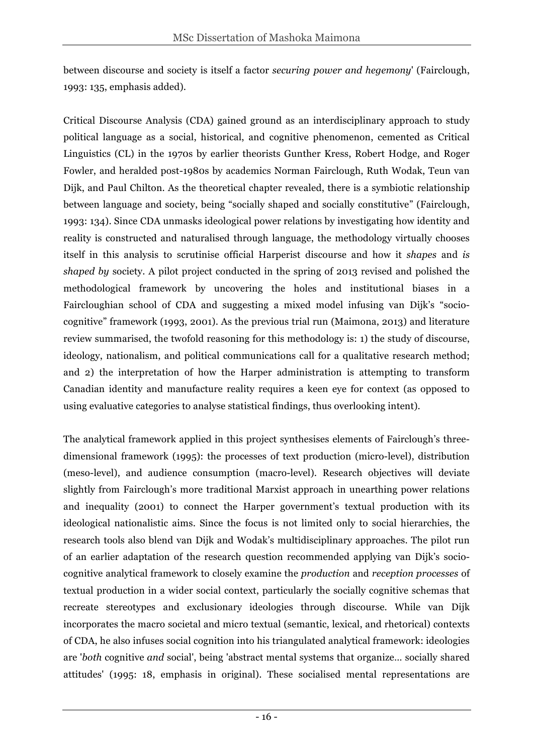between discourse and society is itself a factor *securing power and hegemony*' (Fairclough, 1993: 135, emphasis added).

Critical Discourse Analysis (CDA) gained ground as an interdisciplinary approach to study political language as a social, historical, and cognitive phenomenon, cemented as Critical Linguistics (CL) in the 1970s by earlier theorists Gunther Kress, Robert Hodge, and Roger Fowler, and heralded post-1980s by academics Norman Fairclough, Ruth Wodak, Teun van Dijk, and Paul Chilton. As the theoretical chapter revealed, there is a symbiotic relationship between language and society, being "socially shaped and socially constitutive" (Fairclough, 1993: 134). Since CDA unmasks ideological power relations by investigating how identity and reality is constructed and naturalised through language, the methodology virtually chooses itself in this analysis to scrutinise official Harperist discourse and how it *shapes* and *is shaped by* society. A pilot project conducted in the spring of 2013 revised and polished the methodological framework by uncovering the holes and institutional biases in a Faircloughian school of CDA and suggesting a mixed model infusing van Dijk's "socio-cognitive" framework (1993, 2001). As the previous trial run (Maimona, 2013) and literature review summarised, the twofold reasoning for this methodology is: 1) the study of discourse, ideology, nationalism, and political communications call for a qualitative research method; and 2) the interpretation of how the Harper administration is attempting to transform Canadian identity and manufacture reality requires a keen eye for context (as opposed to using evaluative categories to analyse statistical findings, thus overlooking intent).

The analytical framework applied in this project synthesises elements of Fairclough's three-dimensional framework (1995): the processes of text production (micro-level), distribution (meso-level), and audience consumption (macro-level). Research objectives will deviate slightly from Fairclough's more traditional Marxist approach in unearthing power relations and inequality (2001) to connect the Harper government's textual production with its ideological nationalistic aims. Since the focus is not limited only to social hierarchies, the research tools also blend van Dijk and Wodak's multidisciplinary approaches. The pilot run of an earlier adaptation of the research question recommended applying van Dijk's socio-cognitive analytical framework to closely examine the *production* and *reception processes* of textual production in a wider social context, particularly the socially cognitive schemas that recreate stereotypes and exclusionary ideologies through discourse. While van Dijk incorporates the macro societal and micro textual (semantic, lexical, and rhetorical) contexts of CDA, he also infuses social cognition into his triangulated analytical framework: ideologies are '*both* cognitive *and* social', being 'abstract mental systems that organize... socially shared attitudes' (1995: 18, emphasis in original). These socialised mental representations are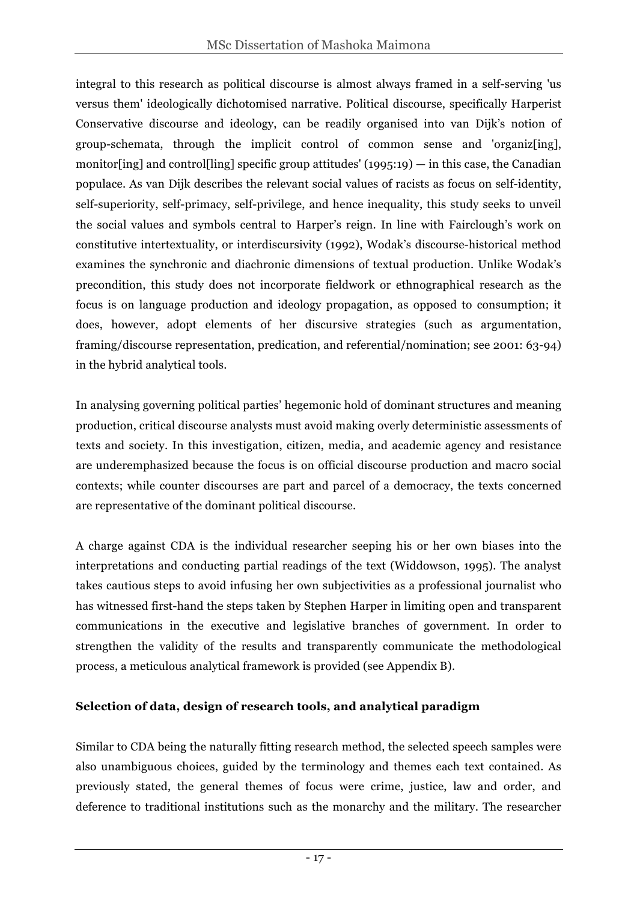integral to this research as political discourse is almost always framed in a self-serving 'us versus them' ideologically dichotomised narrative. Political discourse, specifically Harperist Conservative discourse and ideology, can be readily organised into van Dijk's notion of group-schemata, through the implicit control of common sense and 'organiz[ing], monitor[ing] and control[ling] specific group attitudes' (1995:19) — in this case, the Canadian populace. As van Dijk describes the relevant social values of racists as focus on self-identity, self-superiority, self-primacy, self-privilege, and hence inequality, this study seeks to unveil the social values and symbols central to Harper's reign. In line with Fairclough's work on constitutive intertextuality, or interdiscursivity (1992), Wodak's discourse-historical method examines the synchronic and diachronic dimensions of textual production. Unlike Wodak's precondition, this study does not incorporate fieldwork or ethnographical research as the focus is on language production and ideology propagation, as opposed to consumption; it does, however, adopt elements of her discursive strategies (such as argumentation, framing/discourse representation, predication, and referential/nomination; see 2001: 63-94) in the hybrid analytical tools.

In analysing governing political parties' hegemonic hold of dominant structures and meaning production, critical discourse analysts must avoid making overly deterministic assessments of texts and society. In this investigation, citizen, media, and academic agency and resistance are underemphasized because the focus is on official discourse production and macro social contexts; while counter discourses are part and parcel of a democracy, the texts concerned are representative of the dominant political discourse.

A charge against CDA is the individual researcher seeping his or her own biases into the interpretations and conducting partial readings of the text (Widdowson, 1995). The analyst takes cautious steps to avoid infusing her own subjectivities as a professional journalist who has witnessed first-hand the steps taken by Stephen Harper in limiting open and transparent communications in the executive and legislative branches of government. In order to strengthen the validity of the results and transparently communicate the methodological process, a meticulous analytical framework is provided (see Appendix B).

**Selection of data, design of research tools, and analytical paradigm**

Similar to CDA being the naturally fitting research method, the selected speech samples were also unambiguous choices, guided by the terminology and themes each text contained. As previously stated, the general themes of focus were crime, justice, law and order, and deference to traditional institutions such as the monarchy and the military. The researcher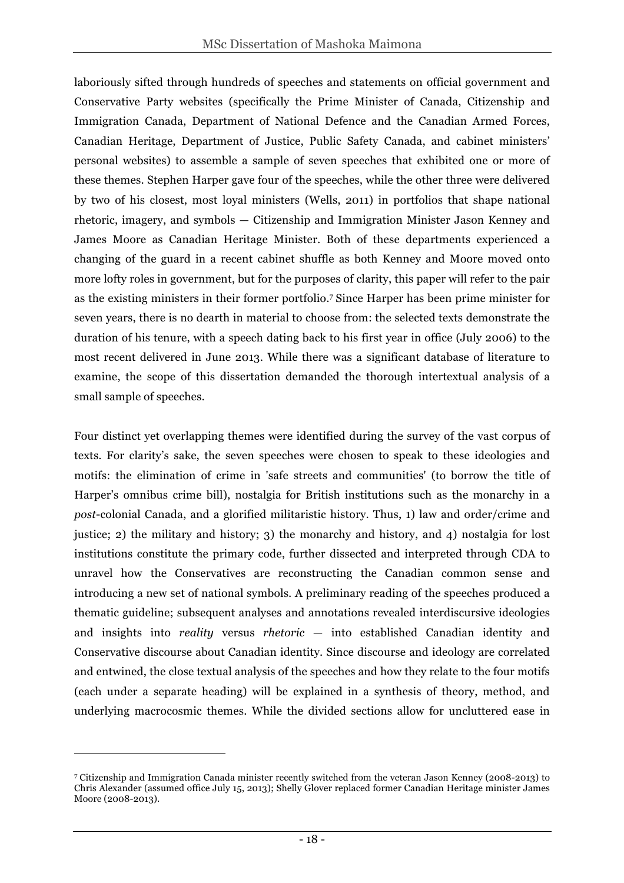laboriously sifted through hundreds of speeches and statements on official government and Conservative Party websites (specifically the Prime Minister of Canada, Citizenship and Immigration Canada, Department of National Defence and the Canadian Armed Forces, Canadian Heritage, Department of Justice, Public Safety Canada, and cabinet ministers' personal websites) to assemble a sample of seven speeches that exhibited one or more of these themes. Stephen Harper gave four of the speeches, while the other three were delivered by two of his closest, most loyal ministers (Wells, 2011) in portfolios that shape national rhetoric, imagery, and symbols — Citizenship and Immigration Minister Jason Kenney and James Moore as Canadian Heritage Minister. Both of these departments experienced a changing of the guard in a recent cabinet shuffle as both Kenney and Moore moved onto more lofty roles in government, but for the purposes of clarity, this paper will refer to the pair as the existing ministers in their former portfolio.[7] Since Harper has been prime minister for seven years, there is no dearth in material to choose from: the selected texts demonstrate the duration of his tenure, with a speech dating back to his first year in office (July 2006) to the most recent delivered in June 2013. While there was a significant database of literature to examine, the scope of this dissertation demanded the thorough intertextual analysis of a small sample of speeches.

Four distinct yet overlapping themes were identified during the survey of the vast corpus of texts. For clarity's sake, the seven speeches were chosen to speak to these ideologies and motifs: the elimination of crime in 'safe streets and communities' (to borrow the title of Harper's omnibus crime bill), nostalgia for British institutions such as the monarchy in a *post*-colonial Canada, and a glorified militaristic history. Thus, 1) law and order/crime and justice; 2) the military and history; 3) the monarchy and history, and 4) nostalgia for lost institutions constitute the primary code, further dissected and interpreted through CDA to unravel how the Conservatives are reconstructing the Canadian common sense and introducing a new set of national symbols. A preliminary reading of the speeches produced a thematic guideline; subsequent analyses and annotations revealed interdiscursive ideologies and insights into *reality* versus *rhetoric* — into established Canadian identity and Conservative discourse about Canadian identity. Since discourse and ideology are correlated and entwined, the close textual analysis of the speeches and how they relate to the four motifs (each under a separate heading) will be explained in a synthesis of theory, method, and underlying macrocosmic themes. While the divided sections allow for uncluttered ease in

[7] Citizenship and Immigration Canada minister recently switched from the veteran Jason Kenney (2008-2013) to Chris Alexander (assumed office July 15, 2013); Shelly Glover replaced former Canadian Heritage minister James Moore (2008-2013).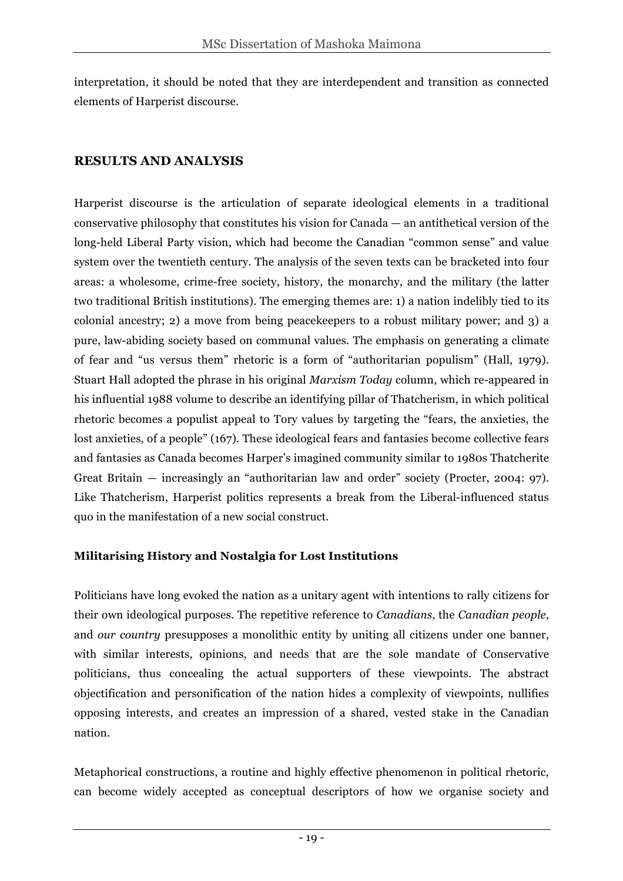interpretation, it should be noted that they are interdependent and transition as connected elements of Harperist discourse.

## RESULTS AND ANALYSIS

Harperist discourse is the articulation of separate ideological elements in a traditional conservative philosophy that constitutes his vision for Canada — an antithetical version of the long-held Liberal Party vision, which had become the Canadian "common sense" and value system over the twentieth century. The analysis of the seven texts can be bracketed into four areas: a wholesome, crime-free society, history, the monarchy, and the military (the latter two traditional British institutions). The emerging themes are: 1) a nation indelibly tied to its colonial ancestry; 2) a move from being peacekeepers to a robust military power; and 3) a pure, law-abiding society based on communal values. The emphasis on generating a climate of fear and "us versus them" rhetoric is a form of "authoritarian populism" (Hall, 1979). Stuart Hall adopted the phrase in his original *Marxism Today* column, which re-appeared in his influential 1988 volume to describe an identifying pillar of Thatcherism, in which political rhetoric becomes a populist appeal to Tory values by targeting the "fears, the anxieties, the lost anxieties, of a people" (167). These ideological fears and fantasies become collective fears and fantasies as Canada becomes Harper's imagined community similar to 1980s Thatcherite Great Britain — increasingly an "authoritarian law and order" society (Procter, 2004: 97). Like Thatcherism, Harperist politics represents a break from the Liberal-influenced status quo in the manifestation of a new social construct.

### Militarising History and Nostalgia for Lost Institutions

Politicians have long evoked the nation as a unitary agent with intentions to rally citizens for their own ideological purposes. The repetitive reference to *Canadians*, the *Canadian people*, and *our country* presupposes a monolithic entity by uniting all citizens under one banner, with similar interests, opinions, and needs that are the sole mandate of Conservative politicians, thus concealing the actual supporters of these viewpoints. The abstract objectification and personification of the nation hides a complexity of viewpoints, nullifies opposing interests, and creates an impression of a shared, vested stake in the Canadian nation.

Metaphorical constructions, a routine and highly effective phenomenon in political rhetoric, can become widely accepted as conceptual descriptors of how we organise society and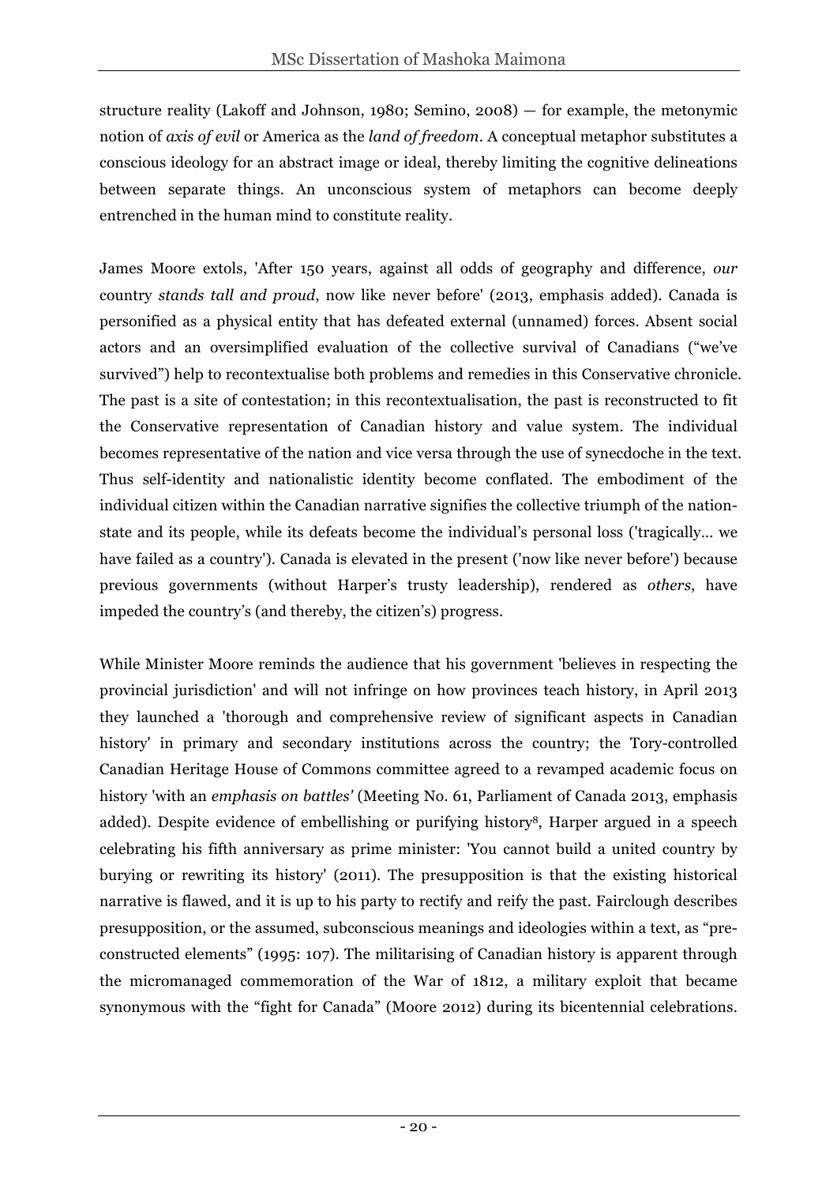structure reality (Lakoff and Johnson, 1980; Semino, 2008) — for example, the metonymic notion of *axis of evil* or America as the *land of freedom*. A conceptual metaphor substitutes a conscious ideology for an abstract image or ideal, thereby limiting the cognitive delineations between separate things. An unconscious system of metaphors can become deeply entrenched in the human mind to constitute reality.

James Moore extols, 'After 150 years, against all odds of geography and difference, *our* country *stands tall and proud*, now like never before' (2013, emphasis added). Canada is personified as a physical entity that has defeated external (unnamed) forces. Absent social actors and an oversimplified evaluation of the collective survival of Canadians ("we've survived") help to recontextualise both problems and remedies in this Conservative chronicle. The past is a site of contestation; in this recontextualisation, the past is reconstructed to fit the Conservative representation of Canadian history and value system. The individual becomes representative of the nation and vice versa through the use of synecdoche in the text. Thus self-identity and nationalistic identity become conflated. The embodiment of the individual citizen within the Canadian narrative signifies the collective triumph of the nation-state and its people, while its defeats become the individual's personal loss ('tragically... we have failed as a country'). Canada is elevated in the present ('now like never before') because previous governments (without Harper's trusty leadership), rendered as *others*, have impeded the country's (and thereby, the citizen's) progress.

While Minister Moore reminds the audience that his government 'believes in respecting the provincial jurisdiction' and will not infringe on how provinces teach history, in April 2013 they launched a 'thorough and comprehensive review of significant aspects in Canadian history' in primary and secondary institutions across the country; the Tory-controlled Canadian Heritage House of Commons committee agreed to a revamped academic focus on history 'with an *emphasis on battles'* (Meeting No. 61, Parliament of Canada 2013, emphasis added). Despite evidence of embellishing or purifying history[8], Harper argued in a speech celebrating his fifth anniversary as prime minister: 'You cannot build a united country by burying or rewriting its history' (2011). The presupposition is that the existing historical narrative is flawed, and it is up to his party to rectify and reify the past. Fairclough describes presupposition, or the assumed, subconscious meanings and ideologies within a text, as "pre-constructed elements" (1995: 107). The militarising of Canadian history is apparent through the micromanaged commemoration of the War of 1812, a military exploit that became synonymous with the "fight for Canada" (Moore 2012) during its bicentennial celebrations.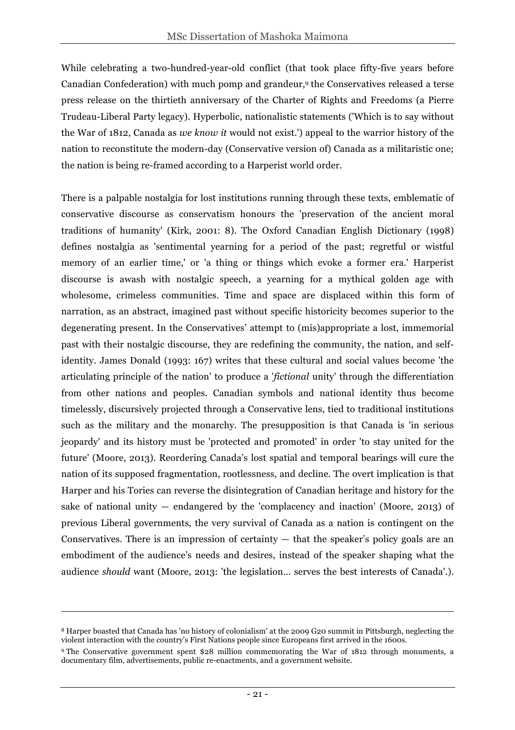While celebrating a two-hundred-year-old conflict (that took place fifty-five years before Canadian Confederation) with much pomp and grandeur,[9] the Conservatives released a terse press release on the thirtieth anniversary of the Charter of Rights and Freedoms (a Pierre Trudeau-Liberal Party legacy). Hyperbolic, nationalistic statements ('Which is to say without the War of 1812, Canada as *we know it* would not exist.') appeal to the warrior history of the nation to reconstitute the modern-day (Conservative version of) Canada as a militaristic one; the nation is being re-framed according to a Harperist world order.

There is a palpable nostalgia for lost institutions running through these texts, emblematic of conservative discourse as conservatism honours the 'preservation of the ancient moral traditions of humanity' (Kirk, 2001: 8). The Oxford Canadian English Dictionary (1998) defines nostalgia as 'sentimental yearning for a period of the past; regretful or wistful memory of an earlier time,' or 'a thing or things which evoke a former era.' Harperist discourse is awash with nostalgic speech, a yearning for a mythical golden age with wholesome, crimeless communities. Time and space are displaced within this form of narration, as an abstract, imagined past without specific historicity becomes superior to the degenerating present. In the Conservatives' attempt to (mis)appropriate a lost, immemorial past with their nostalgic discourse, they are redefining the community, the nation, and self-identity. James Donald (1993: 167) writes that these cultural and social values become 'the articulating principle of the nation' to produce a '*fictional* unity' through the differentiation from other nations and peoples. Canadian symbols and national identity thus become timelessly, discursively projected through a Conservative lens, tied to traditional institutions such as the military and the monarchy. The presupposition is that Canada is 'in serious jeopardy' and its history must be 'protected and promoted' in order 'to stay united for the future' (Moore, 2013). Reordering Canada's lost spatial and temporal bearings will cure the nation of its supposed fragmentation, rootlessness, and decline. The overt implication is that Harper and his Tories can reverse the disintegration of Canadian heritage and history for the sake of national unity — endangered by the 'complacency and inaction' (Moore, 2013) of previous Liberal governments, the very survival of Canada as a nation is contingent on the Conservatives. There is an impression of certainty — that the speaker's policy goals are an embodiment of the audience's needs and desires, instead of the speaker shaping what the audience *should* want (Moore, 2013: 'the legislation… serves the best interests of Canada'.).

---

[8] Harper boasted that Canada has 'no history of colonialism' at the 2009 G20 summit in Pittsburgh, neglecting the violent interaction with the country's First Nations people since Europeans first arrived in the 1600s.

[9] The Conservative government spent $28 million commemorating the War of 1812 through monuments, a documentary film, advertisements, public re-enactments, and a government website.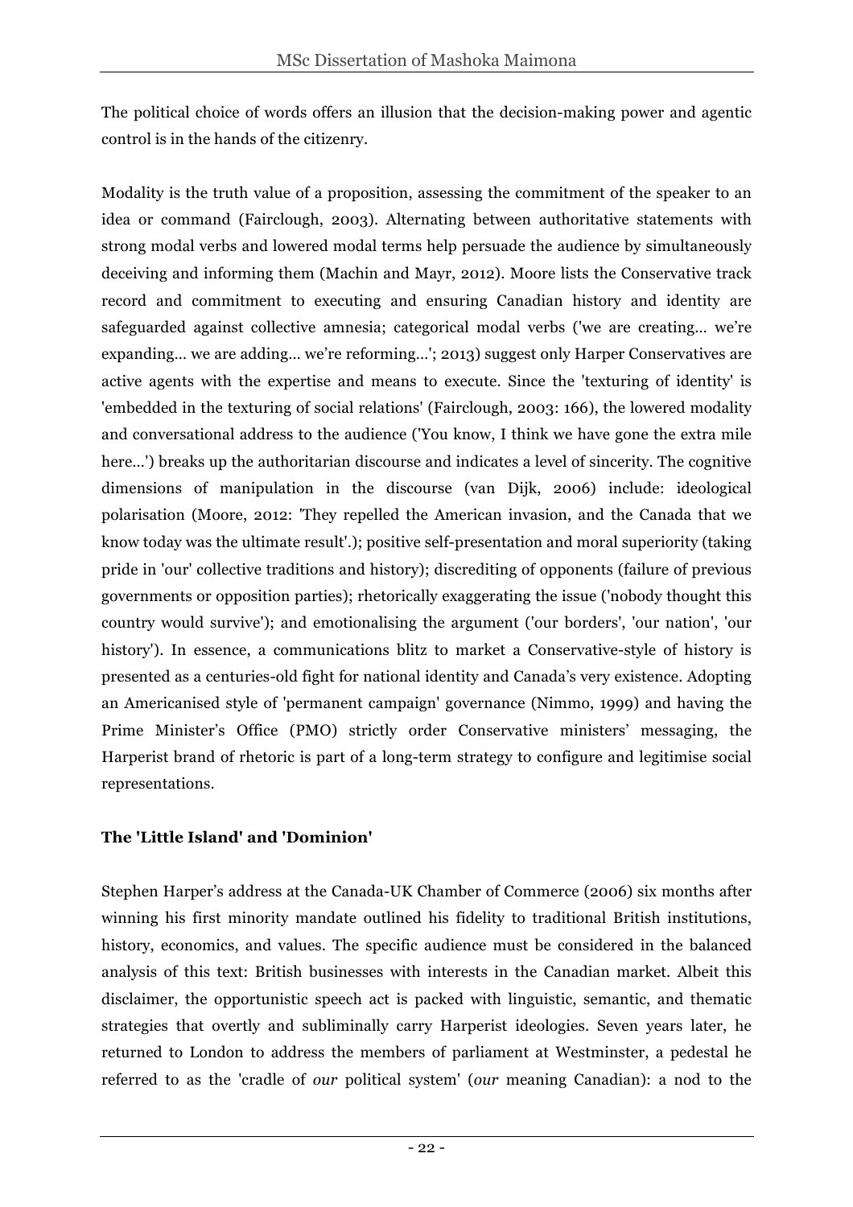The political choice of words offers an illusion that the decision-making power and agentic control is in the hands of the citizenry.

Modality is the truth value of a proposition, assessing the commitment of the speaker to an idea or command (Fairclough, 2003). Alternating between authoritative statements with strong modal verbs and lowered modal terms help persuade the audience by simultaneously deceiving and informing them (Machin and Mayr, 2012). Moore lists the Conservative track record and commitment to executing and ensuring Canadian history and identity are safeguarded against collective amnesia; categorical modal verbs ('we are creating… we're expanding… we are adding… we're reforming…'; 2013) suggest only Harper Conservatives are active agents with the expertise and means to execute. Since the 'texturing of identity' is 'embedded in the texturing of social relations' (Fairclough, 2003: 166), the lowered modality and conversational address to the audience ('You know, I think we have gone the extra mile here…') breaks up the authoritarian discourse and indicates a level of sincerity. The cognitive dimensions of manipulation in the discourse (van Dijk, 2006) include: ideological polarisation (Moore, 2012: 'They repelled the American invasion, and the Canada that we know today was the ultimate result'.); positive self-presentation and moral superiority (taking pride in 'our' collective traditions and history); discrediting of opponents (failure of previous governments or opposition parties); rhetorically exaggerating the issue ('nobody thought this country would survive'); and emotionalising the argument ('our borders', 'our nation', 'our history'). In essence, a communications blitz to market a Conservative-style of history is presented as a centuries-old fight for national identity and Canada's very existence. Adopting an Americanised style of 'permanent campaign' governance (Nimmo, 1999) and having the Prime Minister's Office (PMO) strictly order Conservative ministers' messaging, the Harperist brand of rhetoric is part of a long-term strategy to configure and legitimise social representations.

### The 'Little Island' and 'Dominion'

Stephen Harper's address at the Canada-UK Chamber of Commerce (2006) six months after winning his first minority mandate outlined his fidelity to traditional British institutions, history, economics, and values. The specific audience must be considered in the balanced analysis of this text: British businesses with interests in the Canadian market. Albeit this disclaimer, the opportunistic speech act is packed with linguistic, semantic, and thematic strategies that overtly and subliminally carry Harperist ideologies. Seven years later, he returned to London to address the members of parliament at Westminster, a pedestal he referred to as the 'cradle of *our* political system' (*our* meaning Canadian): a nod to the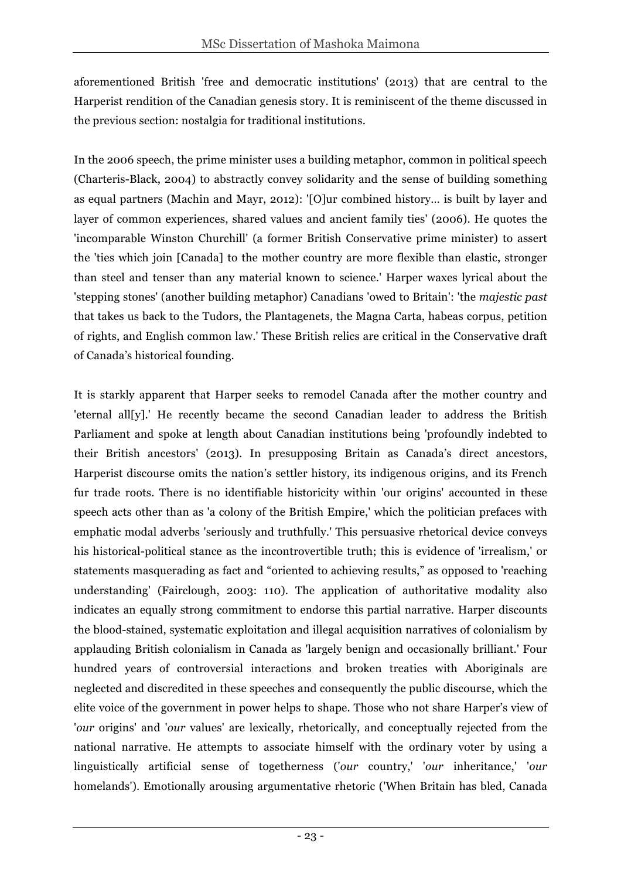aforementioned British 'free and democratic institutions' (2013) that are central to the Harperist rendition of the Canadian genesis story. It is reminiscent of the theme discussed in the previous section: nostalgia for traditional institutions.

In the 2006 speech, the prime minister uses a building metaphor, common in political speech (Charteris-Black, 2004) to abstractly convey solidarity and the sense of building something as equal partners (Machin and Mayr, 2012): '[O]ur combined history… is built by layer and layer of common experiences, shared values and ancient family ties' (2006). He quotes the 'incomparable Winston Churchill' (a former British Conservative prime minister) to assert the 'ties which join [Canada] to the mother country are more flexible than elastic, stronger than steel and tenser than any material known to science.' Harper waxes lyrical about the 'stepping stones' (another building metaphor) Canadians 'owed to Britain': 'the *majestic past* that takes us back to the Tudors, the Plantagenets, the Magna Carta, habeas corpus, petition of rights, and English common law.' These British relics are critical in the Conservative draft of Canada's historical founding.

It is starkly apparent that Harper seeks to remodel Canada after the mother country and 'eternal all[y].' He recently became the second Canadian leader to address the British Parliament and spoke at length about Canadian institutions being 'profoundly indebted to their British ancestors' (2013). In presupposing Britain as Canada's direct ancestors, Harperist discourse omits the nation's settler history, its indigenous origins, and its French fur trade roots. There is no identifiable historicity within 'our origins' accounted in these speech acts other than as 'a colony of the British Empire,' which the politician prefaces with emphatic modal adverbs 'seriously and truthfully.' This persuasive rhetorical device conveys his historical-political stance as the incontrovertible truth; this is evidence of 'irrealism,' or statements masquerading as fact and "oriented to achieving results," as opposed to 'reaching understanding' (Fairclough, 2003: 110). The application of authoritative modality also indicates an equally strong commitment to endorse this partial narrative. Harper discounts the blood-stained, systematic exploitation and illegal acquisition narratives of colonialism by applauding British colonialism in Canada as 'largely benign and occasionally brilliant.' Four hundred years of controversial interactions and broken treaties with Aboriginals are neglected and discredited in these speeches and consequently the public discourse, which the elite voice of the government in power helps to shape. Those who not share Harper's view of '*our* origins' and '*our* values' are lexically, rhetorically, and conceptually rejected from the national narrative. He attempts to associate himself with the ordinary voter by using a linguistically artificial sense of togetherness ('*our* country,' '*our* inheritance,' '*our* homelands'). Emotionally arousing argumentative rhetoric ('When Britain has bled, Canada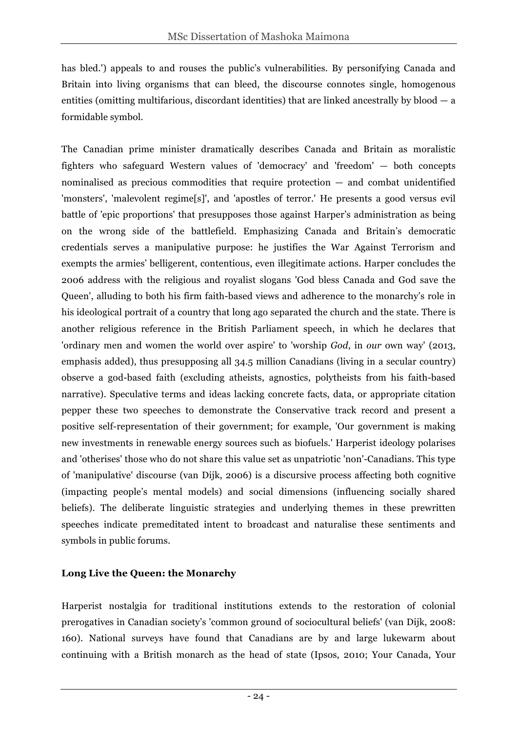has bled.') appeals to and rouses the public's vulnerabilities. By personifying Canada and Britain into living organisms that can bleed, the discourse connotes single, homogenous entities (omitting multifarious, discordant identities) that are linked ancestrally by blood — a formidable symbol.

The Canadian prime minister dramatically describes Canada and Britain as moralistic fighters who safeguard Western values of 'democracy' and 'freedom' — both concepts nominalised as precious commodities that require protection — and combat unidentified 'monsters', 'malevolent regime[s]', and 'apostles of terror.' He presents a good versus evil battle of 'epic proportions' that presupposes those against Harper's administration as being on the wrong side of the battlefield. Emphasizing Canada and Britain's democratic credentials serves a manipulative purpose: he justifies the War Against Terrorism and exempts the armies' belligerent, contentious, even illegitimate actions. Harper concludes the 2006 address with the religious and royalist slogans 'God bless Canada and God save the Queen', alluding to both his firm faith-based views and adherence to the monarchy's role in his ideological portrait of a country that long ago separated the church and the state. There is another religious reference in the British Parliament speech, in which he declares that 'ordinary men and women the world over aspire' to 'worship *God*, in *our* own way' (2013, emphasis added), thus presupposing all 34.5 million Canadians (living in a secular country) observe a god-based faith (excluding atheists, agnostics, polytheists from his faith-based narrative). Speculative terms and ideas lacking concrete facts, data, or appropriate citation pepper these two speeches to demonstrate the Conservative track record and present a positive self-representation of their government; for example, 'Our government is making new investments in renewable energy sources such as biofuels.' Harperist ideology polarises and 'otherises' those who do not share this value set as unpatriotic 'non'-Canadians. This type of 'manipulative' discourse (van Dijk, 2006) is a discursive process affecting both cognitive (impacting people's mental models) and social dimensions (influencing socially shared beliefs). The deliberate linguistic strategies and underlying themes in these prewritten speeches indicate premeditated intent to broadcast and naturalise these sentiments and symbols in public forums.

**Long Live the Queen: the Monarchy**

Harperist nostalgia for traditional institutions extends to the restoration of colonial prerogatives in Canadian society's 'common ground of sociocultural beliefs' (van Dijk, 2008: 160). National surveys have found that Canadians are by and large lukewarm about continuing with a British monarch as the head of state (Ipsos, 2010; Your Canada, Your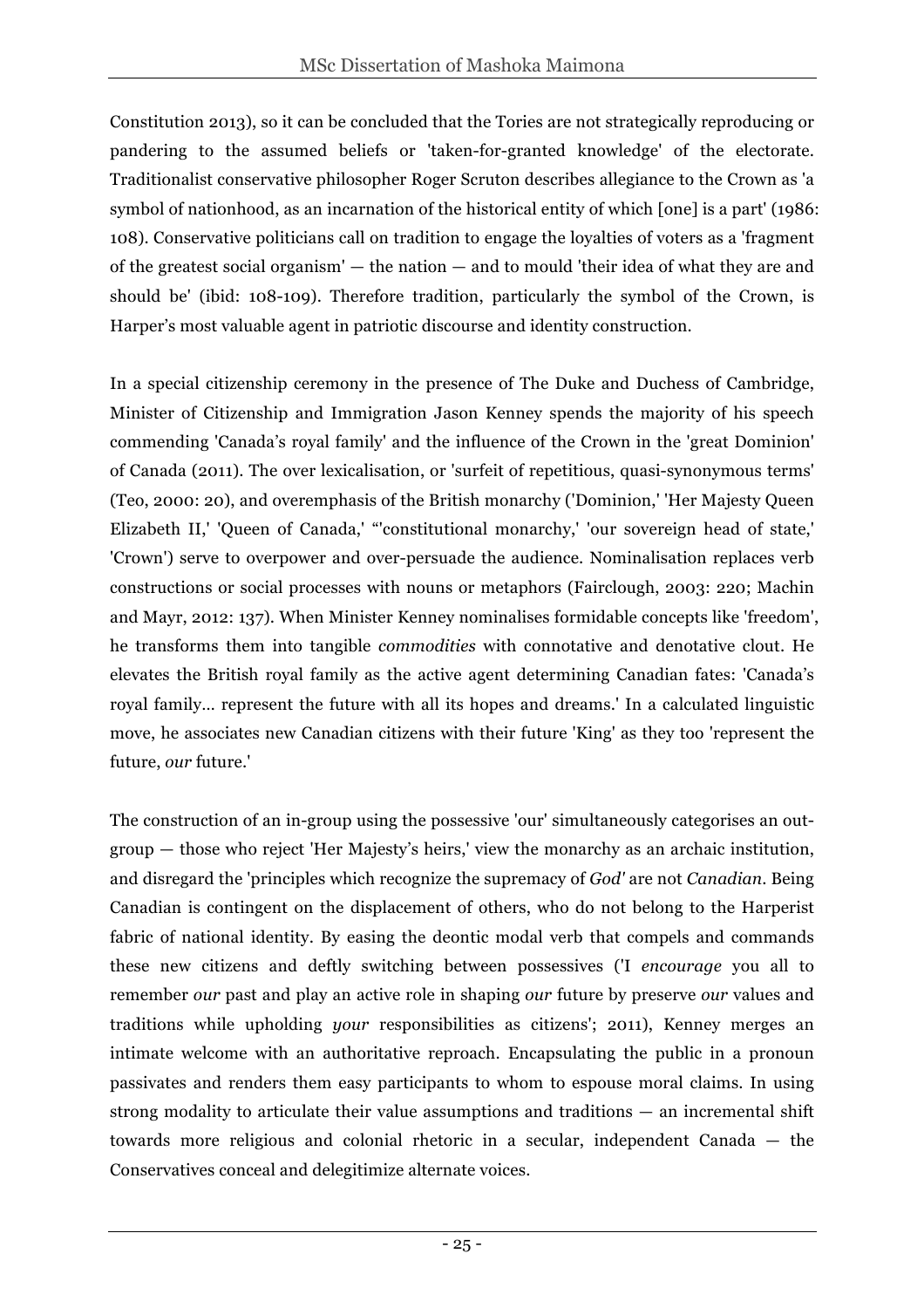Constitution 2013), so it can be concluded that the Tories are not strategically reproducing or pandering to the assumed beliefs or 'taken-for-granted knowledge' of the electorate. Traditionalist conservative philosopher Roger Scruton describes allegiance to the Crown as 'a symbol of nationhood, as an incarnation of the historical entity of which [one] is a part' (1986: 108). Conservative politicians call on tradition to engage the loyalties of voters as a 'fragment of the greatest social organism' — the nation — and to mould 'their idea of what they are and should be' (ibid: 108-109). Therefore tradition, particularly the symbol of the Crown, is Harper's most valuable agent in patriotic discourse and identity construction.

In a special citizenship ceremony in the presence of The Duke and Duchess of Cambridge, Minister of Citizenship and Immigration Jason Kenney spends the majority of his speech commending 'Canada's royal family' and the influence of the Crown in the 'great Dominion' of Canada (2011). The over lexicalisation, or 'surfeit of repetitious, quasi-synonymous terms' (Teo, 2000: 20), and overemphasis of the British monarchy ('Dominion,' 'Her Majesty Queen Elizabeth II,' 'Queen of Canada,' "'constitutional monarchy,' 'our sovereign head of state,' 'Crown') serve to overpower and over-persuade the audience. Nominalisation replaces verb constructions or social processes with nouns or metaphors (Fairclough, 2003: 220; Machin and Mayr, 2012: 137). When Minister Kenney nominalises formidable concepts like 'freedom', he transforms them into tangible *commodities* with connotative and denotative clout. He elevates the British royal family as the active agent determining Canadian fates: 'Canada's royal family... represent the future with all its hopes and dreams.' In a calculated linguistic move, he associates new Canadian citizens with their future 'King' as they too 'represent the future, *our* future.'

The construction of an in-group using the possessive 'our' simultaneously categorises an out-group — those who reject 'Her Majesty's heirs,' view the monarchy as an archaic institution, and disregard the 'principles which recognize the supremacy of *God'* are not *Canadian*. Being Canadian is contingent on the displacement of others, who do not belong to the Harperist fabric of national identity. By easing the deontic modal verb that compels and commands these new citizens and deftly switching between possessives ('I *encourage* you all to remember *our* past and play an active role in shaping *our* future by preserve *our* values and traditions while upholding *your* responsibilities as citizens'; 2011), Kenney merges an intimate welcome with an authoritative reproach. Encapsulating the public in a pronoun passivates and renders them easy participants to whom to espouse moral claims. In using strong modality to articulate their value assumptions and traditions — an incremental shift towards more religious and colonial rhetoric in a secular, independent Canada — the Conservatives conceal and delegitimize alternate voices.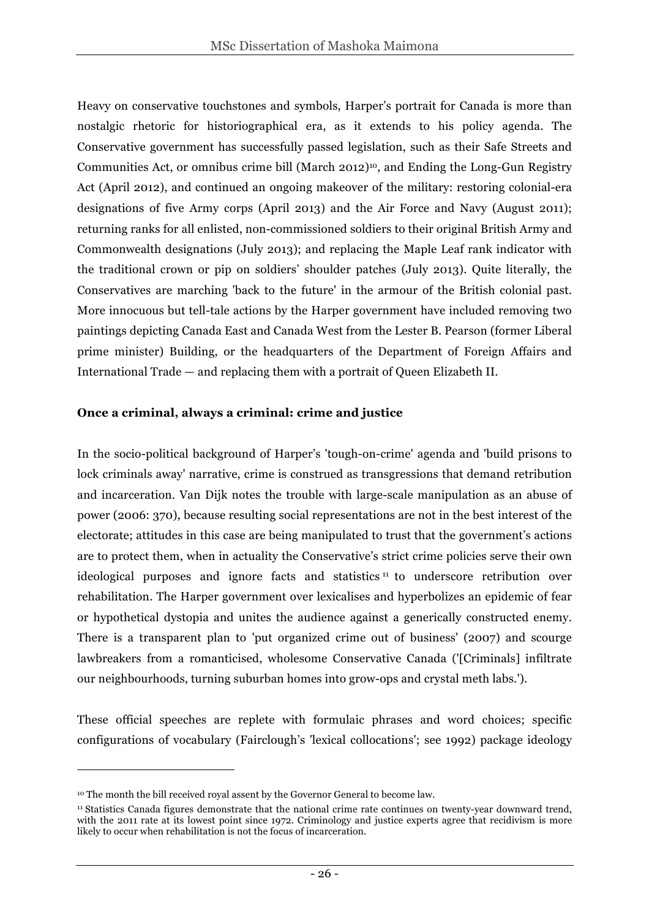Heavy on conservative touchstones and symbols, Harper's portrait for Canada is more than nostalgic rhetoric for historiographical era, as it extends to his policy agenda. The Conservative government has successfully passed legislation, such as their Safe Streets and Communities Act, or omnibus crime bill (March 2012)[10], and Ending the Long-Gun Registry Act (April 2012), and continued an ongoing makeover of the military: restoring colonial-era designations of five Army corps (April 2013) and the Air Force and Navy (August 2011); returning ranks for all enlisted, non-commissioned soldiers to their original British Army and Commonwealth designations (July 2013); and replacing the Maple Leaf rank indicator with the traditional crown or pip on soldiers' shoulder patches (July 2013). Quite literally, the Conservatives are marching 'back to the future' in the armour of the British colonial past. More innocuous but tell-tale actions by the Harper government have included removing two paintings depicting Canada East and Canada West from the Lester B. Pearson (former Liberal prime minister) Building, or the headquarters of the Department of Foreign Affairs and International Trade — and replacing them with a portrait of Queen Elizabeth II.

**Once a criminal, always a criminal: crime and justice**

In the socio-political background of Harper's 'tough-on-crime' agenda and 'build prisons to lock criminals away' narrative, crime is construed as transgressions that demand retribution and incarceration. Van Dijk notes the trouble with large-scale manipulation as an abuse of power (2006: 370), because resulting social representations are not in the best interest of the electorate; attitudes in this case are being manipulated to trust that the government's actions are to protect them, when in actuality the Conservative's strict crime policies serve their own ideological purposes and ignore facts and statistics[11] to underscore retribution over rehabilitation. The Harper government over lexicalises and hyperbolizes an epidemic of fear or hypothetical dystopia and unites the audience against a generically constructed enemy. There is a transparent plan to 'put organized crime out of business' (2007) and scourge lawbreakers from a romanticised, wholesome Conservative Canada ('[Criminals] infiltrate our neighbourhoods, turning suburban homes into grow-ops and crystal meth labs.').

These official speeches are replete with formulaic phrases and word choices; specific configurations of vocabulary (Fairclough's 'lexical collocations'; see 1992) package ideology

[10] The month the bill received royal assent by the Governor General to become law.

[11] Statistics Canada figures demonstrate that the national crime rate continues on twenty-year downward trend, with the 2011 rate at its lowest point since 1972. Criminology and justice experts agree that recidivism is more likely to occur when rehabilitation is not the focus of incarceration.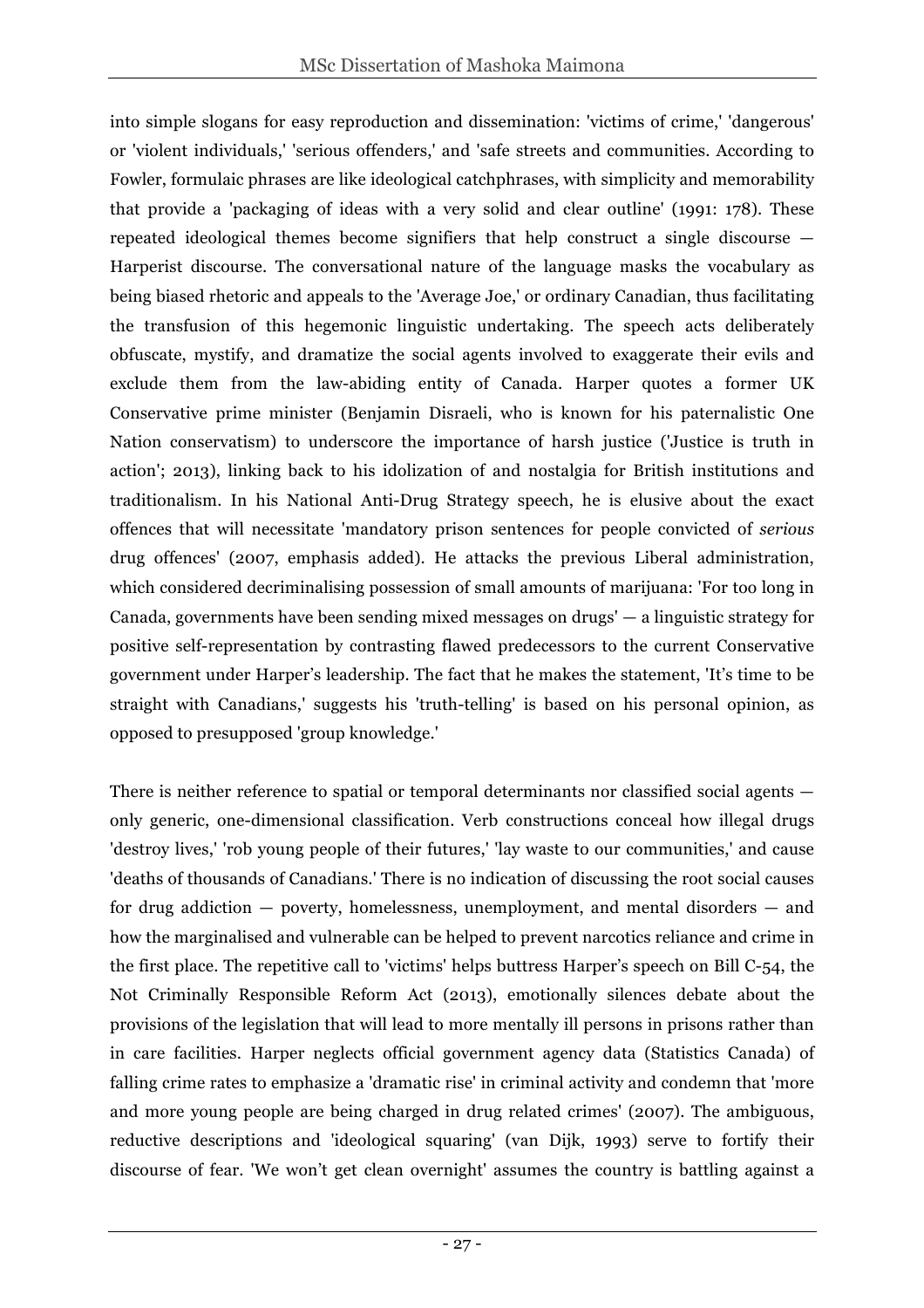into simple slogans for easy reproduction and dissemination: 'victims of crime,' 'dangerous' or 'violent individuals,' 'serious offenders,' and 'safe streets and communities. According to Fowler, formulaic phrases are like ideological catchphrases, with simplicity and memorability that provide a 'packaging of ideas with a very solid and clear outline' (1991: 178). These repeated ideological themes become signifiers that help construct a single discourse — Harperist discourse. The conversational nature of the language masks the vocabulary as being biased rhetoric and appeals to the 'Average Joe,' or ordinary Canadian, thus facilitating the transfusion of this hegemonic linguistic undertaking. The speech acts deliberately obfuscate, mystify, and dramatize the social agents involved to exaggerate their evils and exclude them from the law-abiding entity of Canada. Harper quotes a former UK Conservative prime minister (Benjamin Disraeli, who is known for his paternalistic One Nation conservatism) to underscore the importance of harsh justice ('Justice is truth in action'; 2013), linking back to his idolization of and nostalgia for British institutions and traditionalism. In his National Anti-Drug Strategy speech, he is elusive about the exact offences that will necessitate 'mandatory prison sentences for people convicted of *serious* drug offences' (2007, emphasis added). He attacks the previous Liberal administration, which considered decriminalising possession of small amounts of marijuana: 'For too long in Canada, governments have been sending mixed messages on drugs' — a linguistic strategy for positive self-representation by contrasting flawed predecessors to the current Conservative government under Harper's leadership. The fact that he makes the statement, 'It's time to be straight with Canadians,' suggests his 'truth-telling' is based on his personal opinion, as opposed to presupposed 'group knowledge.'

There is neither reference to spatial or temporal determinants nor classified social agents — only generic, one-dimensional classification. Verb constructions conceal how illegal drugs 'destroy lives,' 'rob young people of their futures,' 'lay waste to our communities,' and cause 'deaths of thousands of Canadians.' There is no indication of discussing the root social causes for drug addiction — poverty, homelessness, unemployment, and mental disorders — and how the marginalised and vulnerable can be helped to prevent narcotics reliance and crime in the first place. The repetitive call to 'victims' helps buttress Harper's speech on Bill C-54, the Not Criminally Responsible Reform Act (2013), emotionally silences debate about the provisions of the legislation that will lead to more mentally ill persons in prisons rather than in care facilities. Harper neglects official government agency data (Statistics Canada) of falling crime rates to emphasize a 'dramatic rise' in criminal activity and condemn that 'more and more young people are being charged in drug related crimes' (2007). The ambiguous, reductive descriptions and 'ideological squaring' (van Dijk, 1993) serve to fortify their discourse of fear. 'We won't get clean overnight' assumes the country is battling against a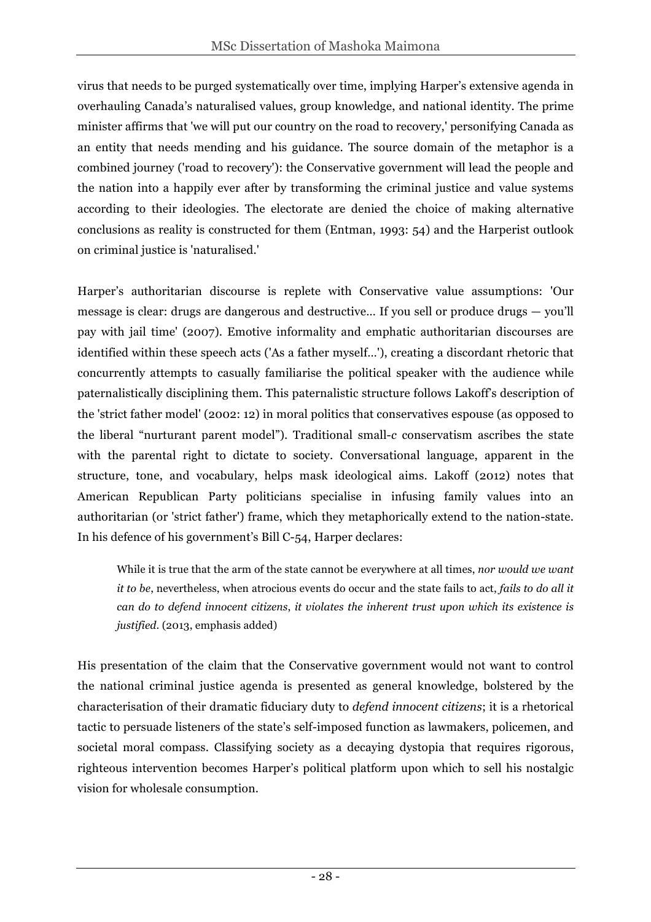virus that needs to be purged systematically over time, implying Harper's extensive agenda in overhauling Canada's naturalised values, group knowledge, and national identity. The prime minister affirms that 'we will put our country on the road to recovery,' personifying Canada as an entity that needs mending and his guidance. The source domain of the metaphor is a combined journey ('road to recovery'): the Conservative government will lead the people and the nation into a happily ever after by transforming the criminal justice and value systems according to their ideologies. The electorate are denied the choice of making alternative conclusions as reality is constructed for them (Entman, 1993: 54) and the Harperist outlook on criminal justice is 'naturalised.'

Harper's authoritarian discourse is replete with Conservative value assumptions: 'Our message is clear: drugs are dangerous and destructive... If you sell or produce drugs — you'll pay with jail time' (2007). Emotive informality and emphatic authoritarian discourses are identified within these speech acts ('As a father myself...'), creating a discordant rhetoric that concurrently attempts to casually familiarise the political speaker with the audience while paternalistically disciplining them. This paternalistic structure follows Lakoff's description of the 'strict father model' (2002: 12) in moral politics that conservatives espouse (as opposed to the liberal "nurturant parent model"). Traditional small-c conservatism ascribes the state with the parental right to dictate to society. Conversational language, apparent in the structure, tone, and vocabulary, helps mask ideological aims. Lakoff (2012) notes that American Republican Party politicians specialise in infusing family values into an authoritarian (or 'strict father') frame, which they metaphorically extend to the nation-state. In his defence of his government's Bill C-54, Harper declares:

> While it is true that the arm of the state cannot be everywhere at all times, *nor would we want it to be*, nevertheless, when atrocious events do occur and the state fails to act, *fails to do all it can do to defend innocent citizens*, *it violates the inherent trust upon which its existence is justified*. (2013, emphasis added)

His presentation of the claim that the Conservative government would not want to control the national criminal justice agenda is presented as general knowledge, bolstered by the characterisation of their dramatic fiduciary duty to *defend innocent citizens*; it is a rhetorical tactic to persuade listeners of the state's self-imposed function as lawmakers, policemen, and societal moral compass. Classifying society as a decaying dystopia that requires rigorous, righteous intervention becomes Harper's political platform upon which to sell his nostalgic vision for wholesale consumption.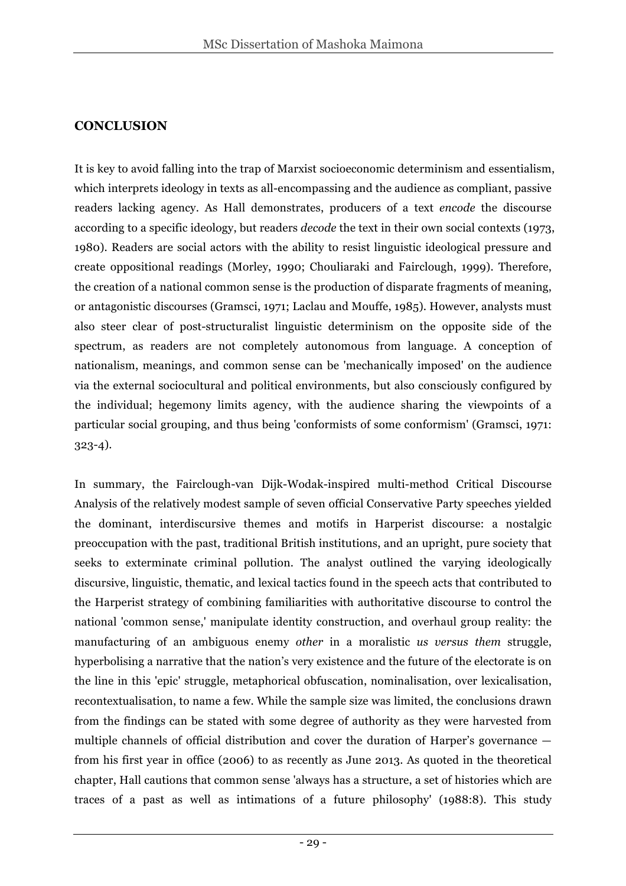## CONCLUSION

It is key to avoid falling into the trap of Marxist socioeconomic determinism and essentialism, which interprets ideology in texts as all-encompassing and the audience as compliant, passive readers lacking agency. As Hall demonstrates, producers of a text *encode* the discourse according to a specific ideology, but readers *decode* the text in their own social contexts (1973, 1980). Readers are social actors with the ability to resist linguistic ideological pressure and create oppositional readings (Morley, 1990; Chouliaraki and Fairclough, 1999). Therefore, the creation of a national common sense is the production of disparate fragments of meaning, or antagonistic discourses (Gramsci, 1971; Laclau and Mouffe, 1985). However, analysts must also steer clear of post-structuralist linguistic determinism on the opposite side of the spectrum, as readers are not completely autonomous from language. A conception of nationalism, meanings, and common sense can be 'mechanically imposed' on the audience via the external sociocultural and political environments, but also consciously configured by the individual; hegemony limits agency, with the audience sharing the viewpoints of a particular social grouping, and thus being 'conformists of some conformism' (Gramsci, 1971: 323-4).

In summary, the Fairclough-van Dijk-Wodak-inspired multi-method Critical Discourse Analysis of the relatively modest sample of seven official Conservative Party speeches yielded the dominant, interdiscursive themes and motifs in Harperist discourse: a nostalgic preoccupation with the past, traditional British institutions, and an upright, pure society that seeks to exterminate criminal pollution. The analyst outlined the varying ideologically discursive, linguistic, thematic, and lexical tactics found in the speech acts that contributed to the Harperist strategy of combining familiarities with authoritative discourse to control the national 'common sense,' manipulate identity construction, and overhaul group reality: the manufacturing of an ambiguous enemy *other* in a moralistic *us versus them* struggle, hyperbolising a narrative that the nation's very existence and the future of the electorate is on the line in this 'epic' struggle, metaphorical obfuscation, nominalisation, over lexicalisation, recontextualisation, to name a few. While the sample size was limited, the conclusions drawn from the findings can be stated with some degree of authority as they were harvested from multiple channels of official distribution and cover the duration of Harper's governance — from his first year in office (2006) to as recently as June 2013. As quoted in the theoretical chapter, Hall cautions that common sense 'always has a structure, a set of histories which are traces of a past as well as intimations of a future philosophy' (1988:8). This study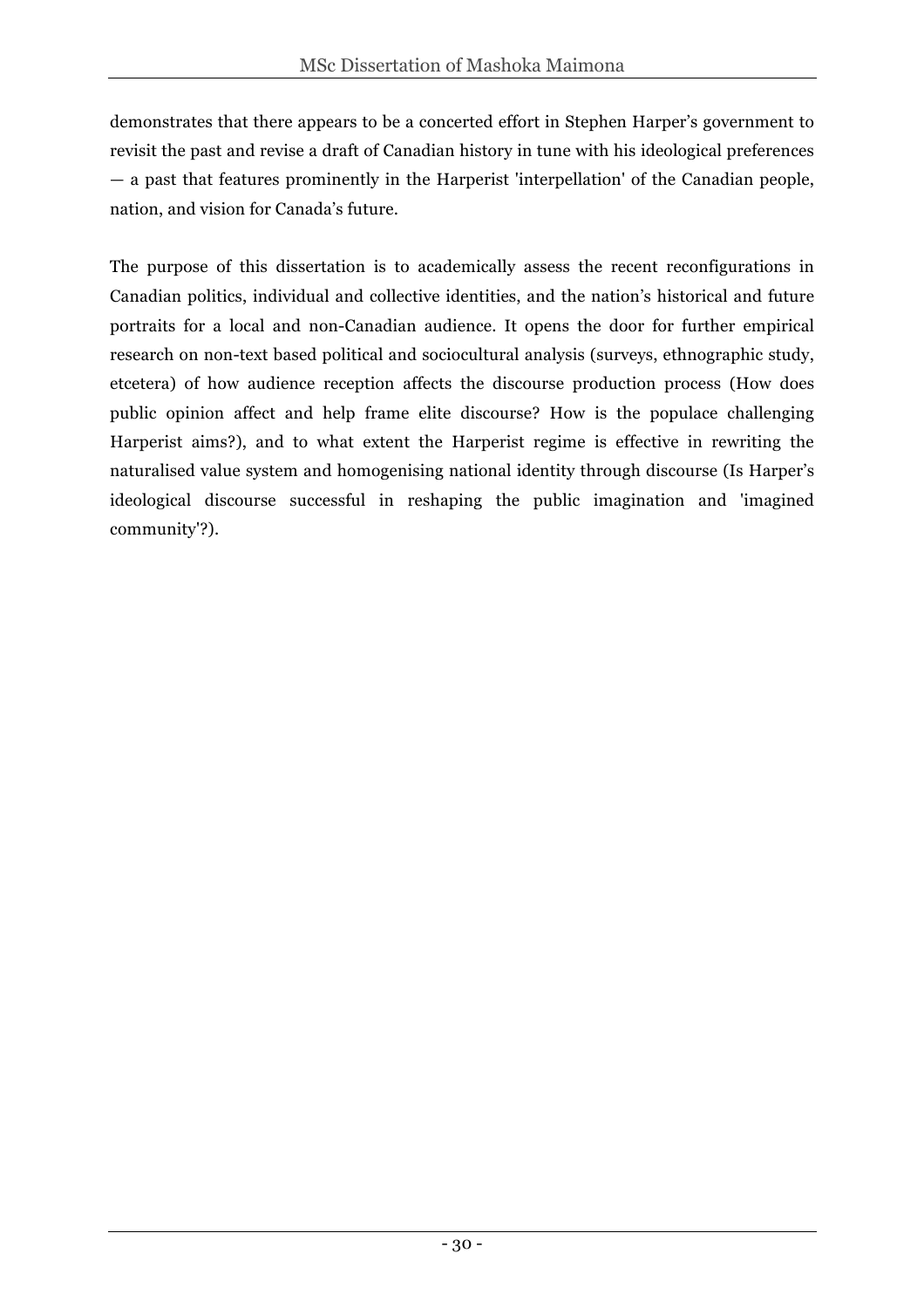demonstrates that there appears to be a concerted effort in Stephen Harper's government to revisit the past and revise a draft of Canadian history in tune with his ideological preferences — a past that features prominently in the Harperist 'interpellation' of the Canadian people, nation, and vision for Canada's future.

The purpose of this dissertation is to academically assess the recent reconfigurations in Canadian politics, individual and collective identities, and the nation's historical and future portraits for a local and non-Canadian audience. It opens the door for further empirical research on non-text based political and sociocultural analysis (surveys, ethnographic study, etcetera) of how audience reception affects the discourse production process (How does public opinion affect and help frame elite discourse? How is the populace challenging Harperist aims?), and to what extent the Harperist regime is effective in rewriting the naturalised value system and homogenising national identity through discourse (Is Harper's ideological discourse successful in reshaping the public imagination and 'imagined community'?).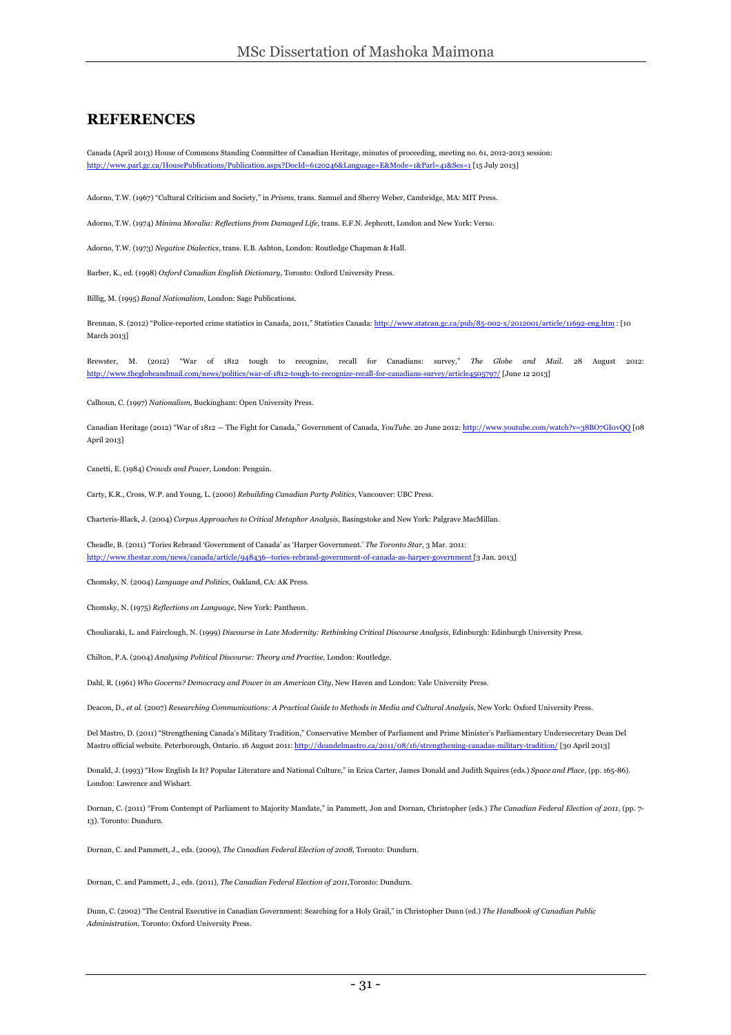## REFERENCES

Canada (April 2013) House of Commons Standing Committee of Canadian Heritage, minutes of proceeding, meeting no. 61, 2012-2013 session: http://www.parl.gc.ca/HousePublications/Publication.aspx?DocId=6120246&Language=E&Mode=1&Parl=41&Ses=1 [15 July 2013]

Adorno, T.W. (1967) "Cultural Criticism and Society," in *Prisms*, trans. Samuel and Sherry Weber, Cambridge, MA: MIT Press.

Adorno, T.W. (1974) *Minima Moralia: Reflections from Damaged Life*, trans. E.F.N. Jephcott, London and New York: Verso.

Adorno, T.W. (1973) *Negative Dialectics*, trans. E.B. Ashton, London: Routledge Chapman & Hall.

Barber, K., ed. (1998) *Oxford Canadian English Dictionary*, Toronto: Oxford University Press.

Billig, M. (1995) *Banal Nationalism*, London: Sage Publications.

Brennan, S. (2012) "Police-reported crime statistics in Canada, 2011," Statistics Canada: http://www.statcan.gc.ca/pub/85-002-x/2012001/article/11692-eng.htm : [10 March 2013]

Brewster, M. (2012) "War of 1812 tough to recognize, recall for Canadians: survey," *The Globe and Mail*. 28 August 2012: http://www.theglobeandmail.com/news/politics/war-of-1812-tough-to-recognize-recall-for-canadians-survey/article4505797/ [June 12 2013]

Calhoun, C. (1997) *Nationalism*, Buckingham: Open University Press.

Canadian Heritage (2012) "War of 1812 — The Fight for Canada," Government of Canada, *YouTube*. 20 June 2012: http://www.youtube.com/watch?v=38BO7GIovQQ [08 April 2013]

Canetti, E. (1984) *Crowds and Power*, London: Penguin.

Carty, K.R., Cross, W.P. and Young, L. (2000) *Rebuilding Canadian Party Politics*, Vancouver: UBC Press.

Charteris-Black, J. (2004) *Corpus Approaches to Critical Metaphor Analysis*, Basingstoke and New York: Palgrave MacMillan.

Cheadle, B. (2011) "Tories Rebrand 'Government of Canada' as 'Harper Government.' *The Toronto Star*, 3 Mar. 2011: http://www.thestar.com/news/canada/article/948436--tories-rebrand-government-of-canada-as-harper-government [3 Jan. 2013]

Chomsky, N. (2004) *Language and Politics*, Oakland, CA: AK Press.

Chomsky, N. (1975) *Reflections on Language*, New York: Pantheon.

Chouliaraki, L. and Fairclough, N. (1999) *Discourse in Late Modernity: Rethinking Critical Discourse Analysis*, Edinburgh: Edinburgh University Press.

Chilton, P.A. (2004) *Analysing Political Discourse: Theory and Practise,* London: Routledge.

Dahl, R. (1961) *Who Governs? Democracy and Power in an American City*, New Haven and London: Yale University Press.

Deacon, D., *et al.* (2007) *Researching Communications: A Practical Guide to Methods in Media and Cultural Analysis*, New York: Oxford University Press.

Del Mastro, D. (2011) "Strengthening Canada's Military Tradition," Conservative Member of Parliament and Prime Minister's Parliamentary Undersecretary Dean Del Mastro official website. Peterborough, Ontario. 16 August 2011: http://deandelmastro.ca/2011/08/16/strengthening-canadas-military-tradition/ [30 April 2013]

Donald, J. (1993) "How English Is It? Popular Literature and National Culture," in Erica Carter, James Donald and Judith Squires (eds.) *Space and Place*, (pp. 165-86). London: Lawrence and Wishart.

Dornan, C. (2011) "From Contempt of Parliament to Majority Mandate," in Pammett, Jon and Dornan, Christopher (eds.) *The Canadian Federal Election of 2011*, (pp. 7-13). Toronto: Dundurn.

Dornan, C. and Pammett, J., eds. (2009), *The Canadian Federal Election of 2008*, Toronto: Dundurn.

Dornan, C. and Pammett, J., eds. (2011), *The Canadian Federal Election of 2011*,Toronto: Dundurn.

Dunn, C. (2002) "The Central Executive in Canadian Government: Searching for a Holy Grail," in Christopher Dunn (ed.) *The Handbook of Canadian Public Administration*, Toronto: Oxford University Press.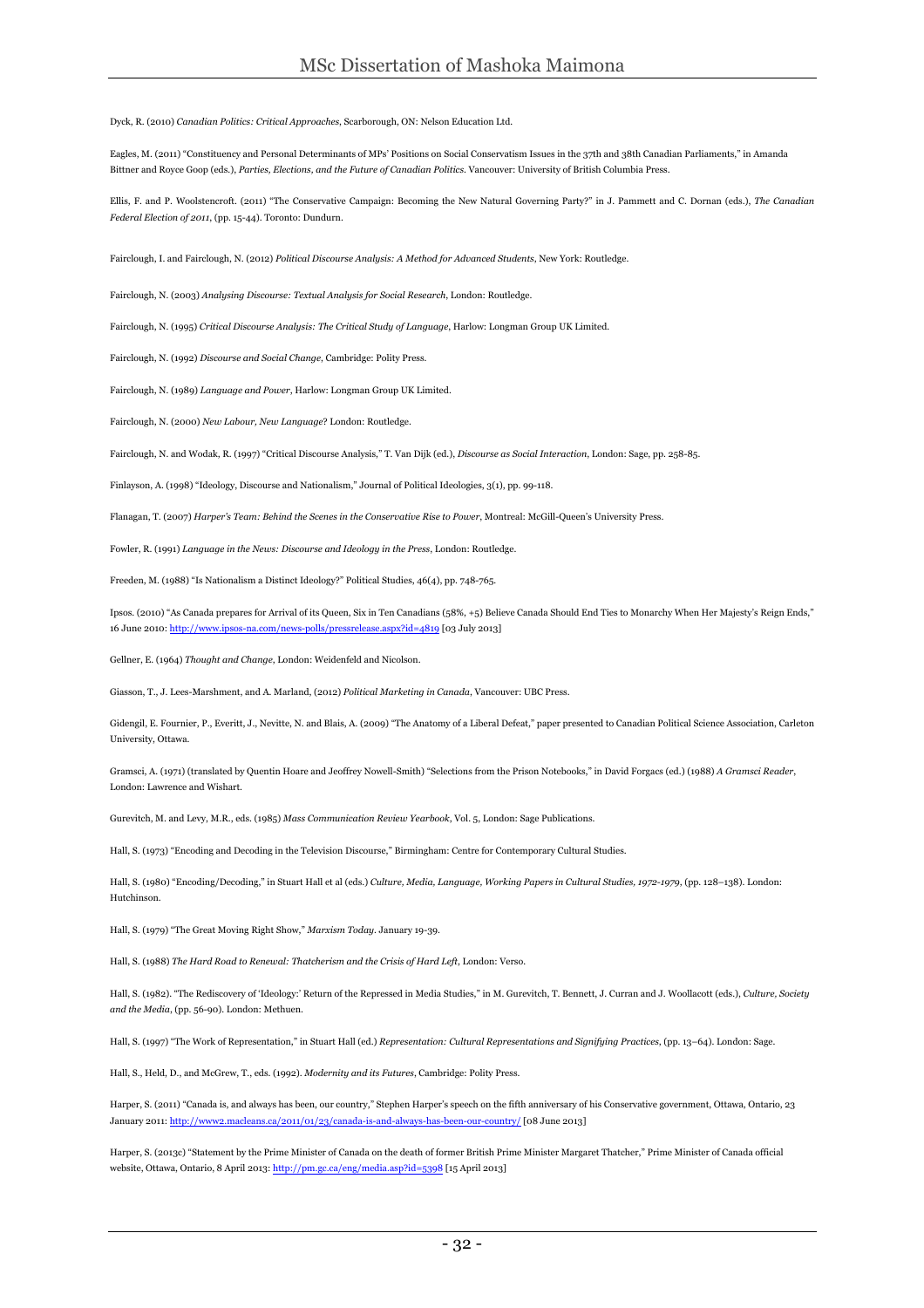Dyck, R. (2010) *Canadian Politics: Critical Approaches*, Scarborough, ON: Nelson Education Ltd.

Eagles, M. (2011) "Constituency and Personal Determinants of MPs' Positions on Social Conservatism Issues in the 37th and 38th Canadian Parliaments," in Amanda Bittner and Royce Goop (eds.), *Parties, Elections, and the Future of Canadian Politics*. Vancouver: University of British Columbia Press.

Ellis, F. and P. Woolstencroft. (2011) "The Conservative Campaign: Becoming the New Natural Governing Party?" in J. Pammett and C. Dornan (eds.), *The Canadian Federal Election of 2011*, (pp. 15-44). Toronto: Dundurn.

Fairclough, I. and Fairclough, N. (2012) *Political Discourse Analysis: A Method for Advanced Students*, New York: Routledge.

Fairclough, N. (2003) *Analysing Discourse: Textual Analysis for Social Research*, London: Routledge.

Fairclough, N. (1995) *Critical Discourse Analysis: The Critical Study of Language*, Harlow: Longman Group UK Limited.

Fairclough, N. (1992) *Discourse and Social Change*, Cambridge: Polity Press.

Fairclough, N. (1989) *Language and Power*, Harlow: Longman Group UK Limited.

Fairclough, N. (2000) *New Labour, New Language*? London: Routledge.

Fairclough, N. and Wodak, R. (1997) "Critical Discourse Analysis," T. Van Dijk (ed.), *Discourse as Social Interaction*, London: Sage, pp. 258-85.

Finlayson, A. (1998) "Ideology, Discourse and Nationalism," Journal of Political Ideologies, 3(1), pp. 99-118.

Flanagan, T. (2007) *Harper's Team: Behind the Scenes in the Conservative Rise to Power*, Montreal: McGill-Queen's University Press.

Fowler, R. (1991) *Language in the News: Discourse and Ideology in the Press*, London: Routledge.

Freeden, M. (1988) "Is Nationalism a Distinct Ideology?" Political Studies, 46(4), pp. 748-765.

Ipsos. (2010) "As Canada prepares for Arrival of its Queen, Six in Ten Canadians (58%, +5) Believe Canada Should End Ties to Monarchy When Her Majesty's Reign Ends," 16 June 2010: http://www.ipsos-na.com/news-polls/pressrelease.aspx?id=4819 [03 July 2013]

Gellner, E. (1964) *Thought and Change*, London: Weidenfeld and Nicolson.

Giasson, T., J. Lees-Marshment, and A. Marland, (2012) *Political Marketing in Canada*, Vancouver: UBC Press.

Gidengil, E. Fournier, P., Everitt, J., Nevitte, N. and Blais, A. (2009) "The Anatomy of a Liberal Defeat," paper presented to Canadian Political Science Association, Carleton University, Ottawa.

Gramsci, A. (1971) (translated by Quentin Hoare and Jeoffrey Nowell-Smith) "Selections from the Prison Notebooks," in David Forgacs (ed.) (1988) *A Gramsci Reader*, London: Lawrence and Wishart.

Gurevitch, M. and Levy, M.R., eds. (1985) *Mass Communication Review Yearbook*, Vol. 5, London: Sage Publications.

Hall, S. (1973) "Encoding and Decoding in the Television Discourse," Birmingham: Centre for Contemporary Cultural Studies.

Hall, S. (1980) "Encoding/Decoding," in Stuart Hall et al (eds.) *Culture, Media, Language, Working Papers in Cultural Studies, 1972-1979*, (pp. 128–138). London: Hutchinson.

Hall, S. (1979) "The Great Moving Right Show," *Marxism Today*. January 19-39.

Hall, S. (1988) *The Hard Road to Renewal: Thatcherism and the Crisis of Hard Left*, London: Verso.

Hall, S. (1982). "The Rediscovery of 'Ideology:' Return of the Repressed in Media Studies," in M. Gurevitch, T. Bennett, J. Curran and J. Woollacott (eds.), *Culture, Society and the Media*, (pp. 56-90). London: Methuen.

Hall, S. (1997) "The Work of Representation," in Stuart Hall (ed.) *Representation: Cultural Representations and Signifying Practices*, (pp. 13–64). London: Sage.

Hall, S., Held, D., and McGrew, T., eds. (1992). *Modernity and its Futures*, Cambridge: Polity Press.

Harper, S. (2011) "Canada is, and always has been, our country," Stephen Harper's speech on the fifth anniversary of his Conservative government, Ottawa, Ontario, 23 January 2011: http://www2.macleans.ca/2011/01/23/canada-is-and-always-has-been-our-country/ [08 June 2013]

Harper, S. (2013c) "Statement by the Prime Minister of Canada on the death of former British Prime Minister Margaret Thatcher," Prime Minister of Canada official website, Ottawa, Ontario, 8 April 2013: http://pm.gc.ca/eng/media.asp?id=5398 [15 April 2013]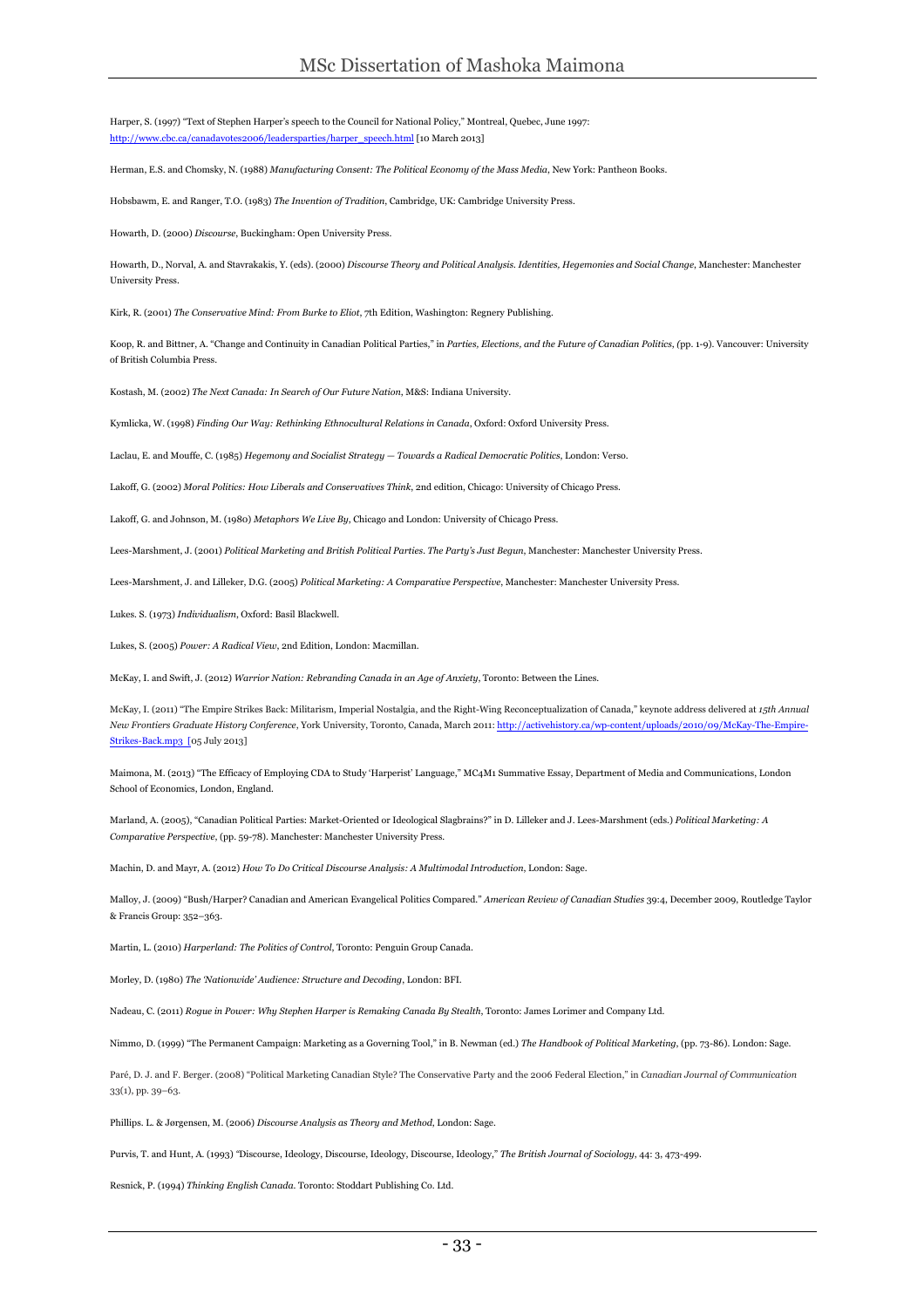Harper, S. (1997) "Text of Stephen Harper's speech to the Council for National Policy," Montreal, Quebec, June 1997: http://www.cbc.ca/canadavotes2006/leadersparties/harper_speech.html [10 March 2013]

Herman, E.S. and Chomsky, N. (1988) *Manufacturing Consent: The Political Economy of the Mass Media*, New York: Pantheon Books.

Hobsbawm, E. and Ranger, T.O. (1983) *The Invention of Tradition*, Cambridge, UK: Cambridge University Press.

Howarth, D. (2000) *Discourse*, Buckingham: Open University Press.

Howarth, D., Norval, A. and Stavrakakis, Y. (eds). (2000) *Discourse Theory and Political Analysis. Identities, Hegemonies and Social Change*, Manchester: Manchester University Press.

Kirk, R. (2001) *The Conservative Mind: From Burke to Eliot*, 7th Edition, Washington: Regnery Publishing.

Koop, R. and Bittner, A. "Change and Continuity in Canadian Political Parties," in *Parties, Elections, and the Future of Canadian Politics*, (pp. 1-9). Vancouver: University of British Columbia Press.

Kostash, M. (2002) *The Next Canada: In Search of Our Future Nation*, M&S: Indiana University.

Kymlicka, W. (1998) *Finding Our Way: Rethinking Ethnocultural Relations in Canada*, Oxford: Oxford University Press.

Laclau, E. and Mouffe, C. (1985) *Hegemony and Socialist Strategy — Towards a Radical Democratic Politics*, London: Verso.

Lakoff, G. (2002) *Moral Politics: How Liberals and Conservatives Think*, 2nd edition, Chicago: University of Chicago Press.

Lakoff, G. and Johnson, M. (1980) *Metaphors We Live By*, Chicago and London: University of Chicago Press.

Lees-Marshment, J. (2001) *Political Marketing and British Political Parties. The Party's Just Begun*, Manchester: Manchester University Press.

Lees-Marshment, J. and Lilleker, D.G. (2005) *Political Marketing: A Comparative Perspective*, Manchester: Manchester University Press.

Lukes. S. (1973) *Individualism*, Oxford: Basil Blackwell.

Lukes, S. (2005) *Power: A Radical View*, 2nd Edition, London: Macmillan.

McKay, I. and Swift, J. (2012) *Warrior Nation: Rebranding Canada in an Age of Anxiety*, Toronto: Between the Lines.

McKay, I. (2011) "The Empire Strikes Back: Militarism, Imperial Nostalgia, and the Right-Wing Reconceptualization of Canada," keynote address delivered at *15th Annual New Frontiers Graduate History Conference*, York University, Toronto, Canada, March 2011: http://activehistory.ca/wp-content/uploads/2010/09/McKay-The-Empire-Strikes-Back.mp3 [05 July 2013]

Maimona, M. (2013) "The Efficacy of Employing CDA to Study 'Harperist' Language," MC4M1 Summative Essay, Department of Media and Communications, London School of Economics, London, England.

Marland, A. (2005), "Canadian Political Parties: Market-Oriented or Ideological Slagbrains?" in D. Lilleker and J. Lees-Marshment (eds.) *Political Marketing: A Comparative Perspective*, (pp. 59-78). Manchester: Manchester University Press.

Machin, D. and Mayr, A. (2012) *How To Do Critical Discourse Analysis: A Multimodal Introduction*, London: Sage.

Malloy, J. (2009) "Bush/Harper? Canadian and American Evangelical Politics Compared." *American Review of Canadian Studies* 39:4, December 2009, Routledge Taylor & Francis Group: 352–363.

Martin, L. (2010) *Harperland: The Politics of Control*, Toronto: Penguin Group Canada.

Morley, D. (1980) *The 'Nationwide' Audience: Structure and Decoding*, London: BFI.

Nadeau, C. (2011) *Rogue in Power: Why Stephen Harper is Remaking Canada By Stealth*, Toronto: James Lorimer and Company Ltd.

Nimmo, D. (1999) "The Permanent Campaign: Marketing as a Governing Tool," in B. Newman (ed.) *The Handbook of Political Marketing*, (pp. 73-86). London: Sage.

Paré, D. J. and F. Berger. (2008) "Political Marketing Canadian Style? The Conservative Party and the 2006 Federal Election," in *Canadian Journal of Communication* 33(1), pp. 39–63.

Phillips. L. & Jørgensen, M. (2006) *Discourse Analysis as Theory and Method*, London: Sage.

Purvis, T. and Hunt, A. (1993) "Discourse, Ideology, Discourse, Ideology, Discourse, Ideology," *The British Journal of Sociology*, 44: 3, 473-499.

Resnick, P. (1994) *Thinking English Canada*. Toronto: Stoddart Publishing Co. Ltd.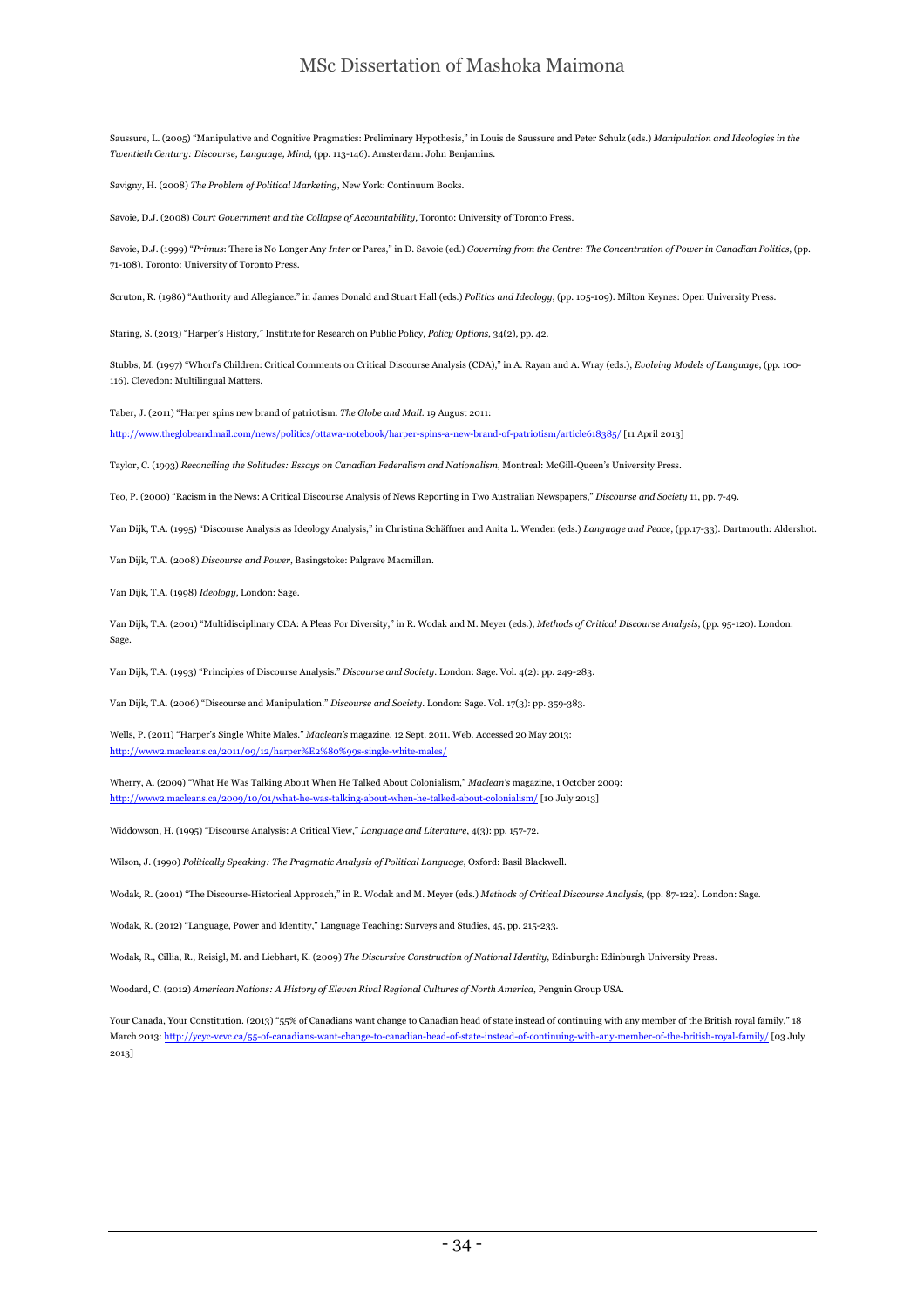Saussure, L. (2005) "Manipulative and Cognitive Pragmatics: Preliminary Hypothesis," in Louis de Saussure and Peter Schulz (eds.) *Manipulation and Ideologies in the Twentieth Century: Discourse, Language, Mind*, (pp. 113-146). Amsterdam: John Benjamins.

Savigny, H. (2008) *The Problem of Political Marketing*, New York: Continuum Books.

Savoie, D.J. (2008) *Court Government and the Collapse of Accountability*, Toronto: University of Toronto Press.

Savoie, D.J. (1999) "*Primus*: There is No Longer Any *Inter* or Pares," in D. Savoie (ed.) *Governing from the Centre: The Concentration of Power in Canadian Politics*, (pp. 71-108). Toronto: University of Toronto Press.

Scruton, R. (1986) "Authority and Allegiance." in James Donald and Stuart Hall (eds.) *Politics and Ideology*, (pp. 105-109). Milton Keynes: Open University Press.

Staring, S. (2013) "Harper's History," Institute for Research on Public Policy, *Policy Options*, 34(2), pp. 42.

Stubbs, M. (1997) "Whorf's Children: Critical Comments on Critical Discourse Analysis (CDA)," in A. Rayan and A. Wray (eds.), *Evolving Models of Language*, (pp. 100-116). Clevedon: Multilingual Matters.

Taber, J. (2011) "Harper spins new brand of patriotism. *The Globe and Mail*. 19 August 2011: http://www.theglobeandmail.com/news/politics/ottawa-notebook/harper-spins-a-new-brand-of-patriotism/article618385/ [11 April 2013]

Taylor, C. (1993) *Reconciling the Solitudes: Essays on Canadian Federalism and Nationalism*, Montreal: McGill-Queen's University Press.

Teo, P. (2000) "Racism in the News: A Critical Discourse Analysis of News Reporting in Two Australian Newspapers," *Discourse and Society* 11, pp. 7-49.

Van Dijk, T.A. (1995) "Discourse Analysis as Ideology Analysis," in Christina Schäffner and Anita L. Wenden (eds.) *Language and Peace*, (pp.17-33). Dartmouth: Aldershot.

Van Dijk, T.A. (2008) *Discourse and Power*, Basingstoke: Palgrave Macmillan.

Van Dijk, T.A. (1998) *Ideology*, London: Sage.

Van Dijk, T.A. (2001) "Multidisciplinary CDA: A Pleas For Diversity," in R. Wodak and M. Meyer (eds.), *Methods of Critical Discourse Analysis*, (pp. 95-120). London: Sage.

Van Dijk, T.A. (1993) "Principles of Discourse Analysis." *Discourse and Society*. London: Sage. Vol. 4(2): pp. 249-283.

Van Dijk, T.A. (2006) "Discourse and Manipulation." *Discourse and Society*. London: Sage. Vol. 17(3): pp. 359-383.

Wells, P. (2011) "Harper's Single White Males." *Maclean's* magazine. 12 Sept. 2011. Web. Accessed 20 May 2013: http://www2.macleans.ca/2011/09/12/harper%E2%80%99s-single-white-males/

Wherry, A. (2009) "What He Was Talking About When He Talked About Colonialism," *Maclean's* magazine, 1 October 2009: http://www2.macleans.ca/2009/10/01/what-he-was-talking-about-when-he-talked-about-colonialism/ [10 July 2013]

Widdowson, H. (1995) "Discourse Analysis: A Critical View," *Language and Literature*, 4(3): pp. 157-72.

Wilson, J. (1990) *Politically Speaking: The Pragmatic Analysis of Political Language*, Oxford: Basil Blackwell.

Wodak, R. (2001) "The Discourse-Historical Approach," in R. Wodak and M. Meyer (eds.) *Methods of Critical Discourse Analysis*, (pp. 87-122). London: Sage.

Wodak, R. (2012) "Language, Power and Identity," Language Teaching: Surveys and Studies, 45, pp. 215-233.

Wodak, R., Cillia, R., Reisigl, M. and Liebhart, K. (2009) *The Discursive Construction of National Identity*, Edinburgh: Edinburgh University Press.

Woodard, C. (2012) *American Nations: A History of Eleven Rival Regional Cultures of North America*, Penguin Group USA.

Your Canada, Your Constitution. (2013) "55% of Canadians want change to Canadian head of state instead of continuing with any member of the British royal family," 18 March 2013: http://ycyc-vcvc.ca/55-of-canadians-want-change-to-canadian-head-of-state-instead-of-continuing-with-any-member-of-the-british-royal-family/ [03 July 2013]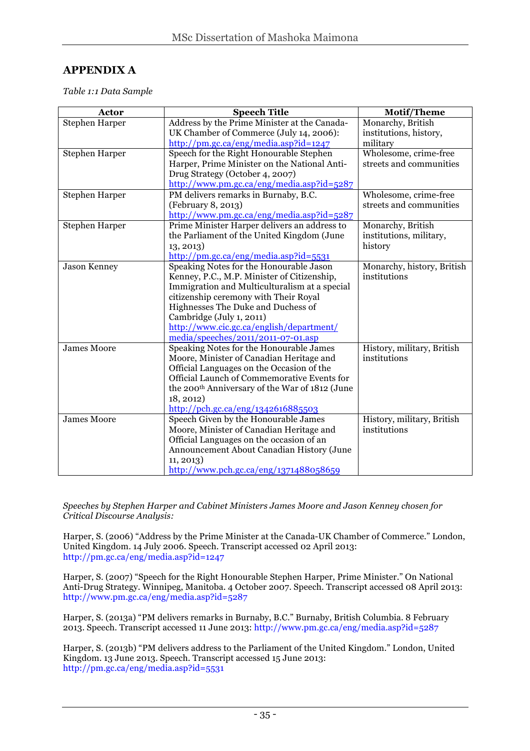# APPENDIX A

*Table 1:1 Data Sample*

| Actor | Speech Title | Motif/Theme |
|---|---|---|
| Stephen Harper | Address by the Prime Minister at the Canada-UK Chamber of Commerce (July 14, 2006): http://pm.gc.ca/eng/media.asp?id=1247 | Monarchy, British institutions, history, military |
| Stephen Harper | Speech for the Right Honourable Stephen Harper, Prime Minister on the National Anti-Drug Strategy (October 4, 2007) http://www.pm.gc.ca/eng/media.asp?id=5287 | Wholesome, crime-free streets and communities |
| Stephen Harper | PM delivers remarks in Burnaby, B.C. (February 8, 2013) http://www.pm.gc.ca/eng/media.asp?id=5287 | Wholesome, crime-free streets and communities |
| Stephen Harper | Prime Minister Harper delivers an address to the Parliament of the United Kingdom (June 13, 2013) http://pm.gc.ca/eng/media.asp?id=5531 | Monarchy, British institutions, military, history |
| Jason Kenney | Speaking Notes for the Honourable Jason Kenney, P.C., M.P. Minister of Citizenship, Immigration and Multiculturalism at a special citizenship ceremony with Their Royal Highnesses The Duke and Duchess of Cambridge (July 1, 2011) http://www.cic.gc.ca/english/department/media/speeches/2011/2011-07-01.asp | Monarchy, history, British institutions |
| James Moore | Speaking Notes for the Honourable James Moore, Minister of Canadian Heritage and Official Languages on the Occasion of the Official Launch of Commemorative Events for the 200th Anniversary of the War of 1812 (June 18, 2012) http://pch.gc.ca/eng/1342616885503 | History, military, British institutions |
| James Moore | Speech Given by the Honourable James Moore, Minister of Canadian Heritage and Official Languages on the occasion of an Announcement About Canadian History (June 11, 2013) http://www.pch.gc.ca/eng/1371488058659 | History, military, British institutions |

*Speeches by Stephen Harper and Cabinet Ministers James Moore and Jason Kenney chosen for Critical Discourse Analysis:*

Harper, S. (2006) "Address by the Prime Minister at the Canada-UK Chamber of Commerce." London, United Kingdom. 14 July 2006. Speech. Transcript accessed 02 April 2013: http://pm.gc.ca/eng/media.asp?id=1247

Harper, S. (2007) "Speech for the Right Honourable Stephen Harper, Prime Minister." On National Anti-Drug Strategy. Winnipeg, Manitoba. 4 October 2007. Speech. Transcript accessed 08 April 2013: http://www.pm.gc.ca/eng/media.asp?id=5287

Harper, S. (2013a) "PM delivers remarks in Burnaby, B.C." Burnaby, British Columbia. 8 February 2013. Speech. Transcript accessed 11 June 2013: http://www.pm.gc.ca/eng/media.asp?id=5287

Harper, S. (2013b) "PM delivers address to the Parliament of the United Kingdom." London, United Kingdom. 13 June 2013. Speech. Transcript accessed 15 June 2013: http://pm.gc.ca/eng/media.asp?id=5531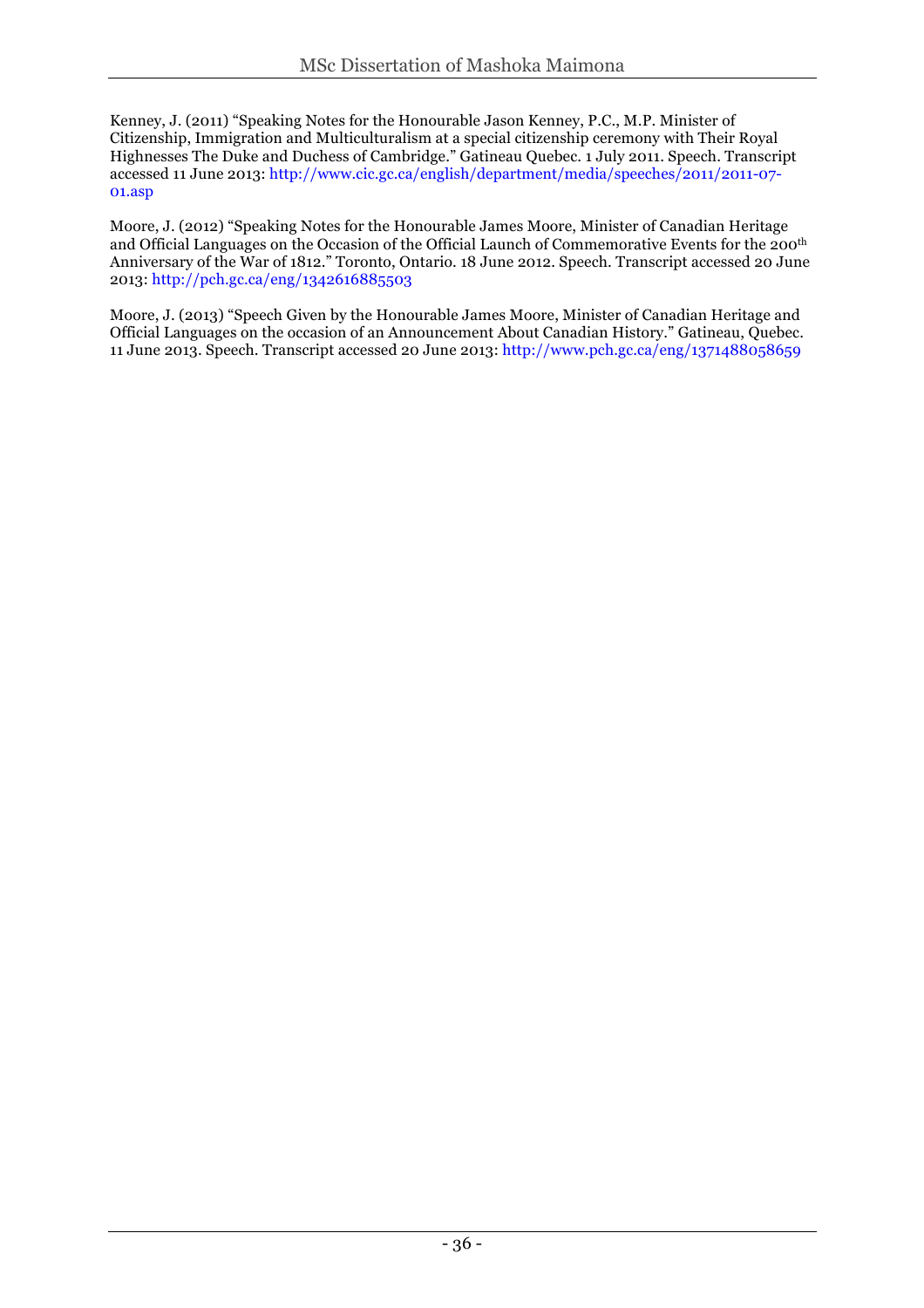Kenney, J. (2011) "Speaking Notes for the Honourable Jason Kenney, P.C., M.P. Minister of Citizenship, Immigration and Multiculturalism at a special citizenship ceremony with Their Royal Highnesses The Duke and Duchess of Cambridge." Gatineau Quebec. 1 July 2011. Speech. Transcript accessed 11 June 2013: http://www.cic.gc.ca/english/department/media/speeches/2011/2011-07-01.asp

Moore, J. (2012) "Speaking Notes for the Honourable James Moore, Minister of Canadian Heritage and Official Languages on the Occasion of the Official Launch of Commemorative Events for the 200th Anniversary of the War of 1812." Toronto, Ontario. 18 June 2012. Speech. Transcript accessed 20 June 2013: http://pch.gc.ca/eng/1342616885503

Moore, J. (2013) "Speech Given by the Honourable James Moore, Minister of Canadian Heritage and Official Languages on the occasion of an Announcement About Canadian History." Gatineau, Quebec. 11 June 2013. Speech. Transcript accessed 20 June 2013: http://www.pch.gc.ca/eng/1371488058659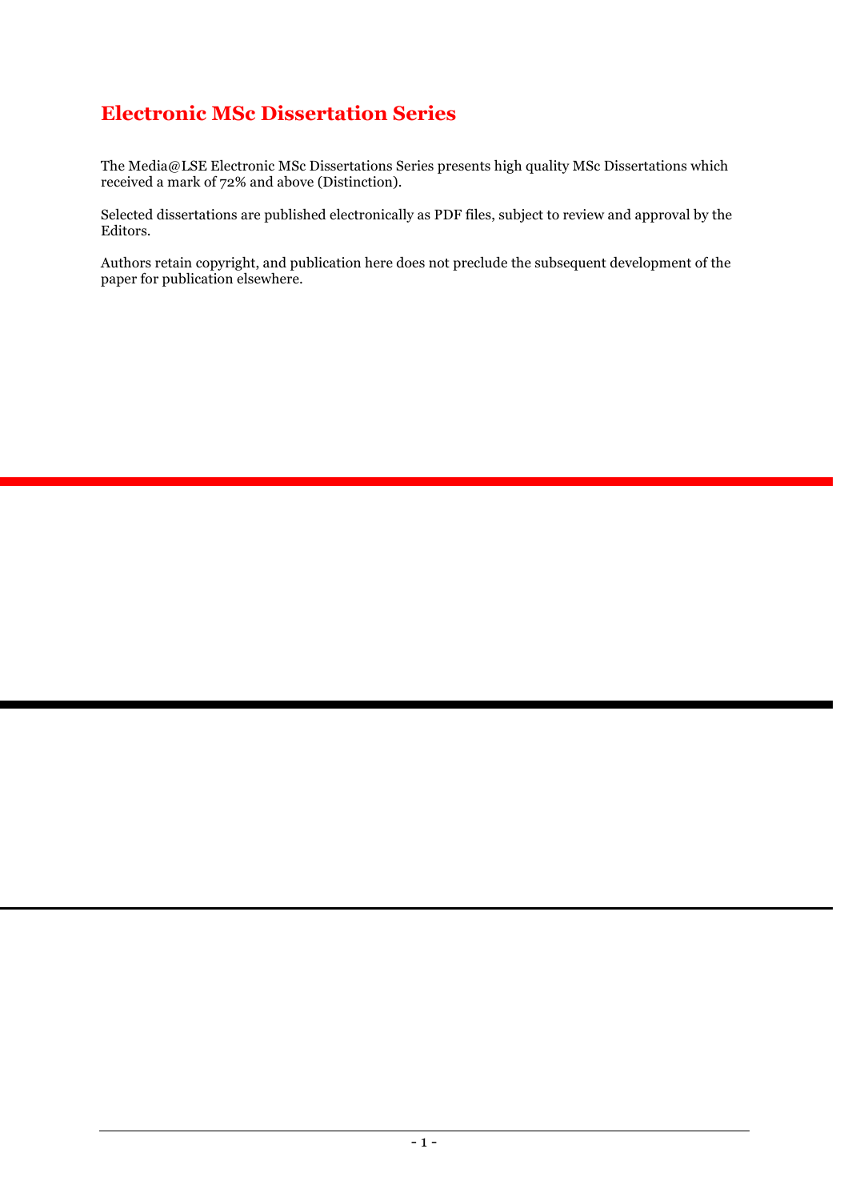## Electronic MSc Dissertation Series

The Media@LSE Electronic MSc Dissertations Series presents high quality MSc Dissertations which received a mark of 72% and above (Distinction).

Selected dissertations are published electronically as PDF files, subject to review and approval by the Editors.

Authors retain copyright, and publication here does not preclude the subsequent development of the paper for publication elsewhere.